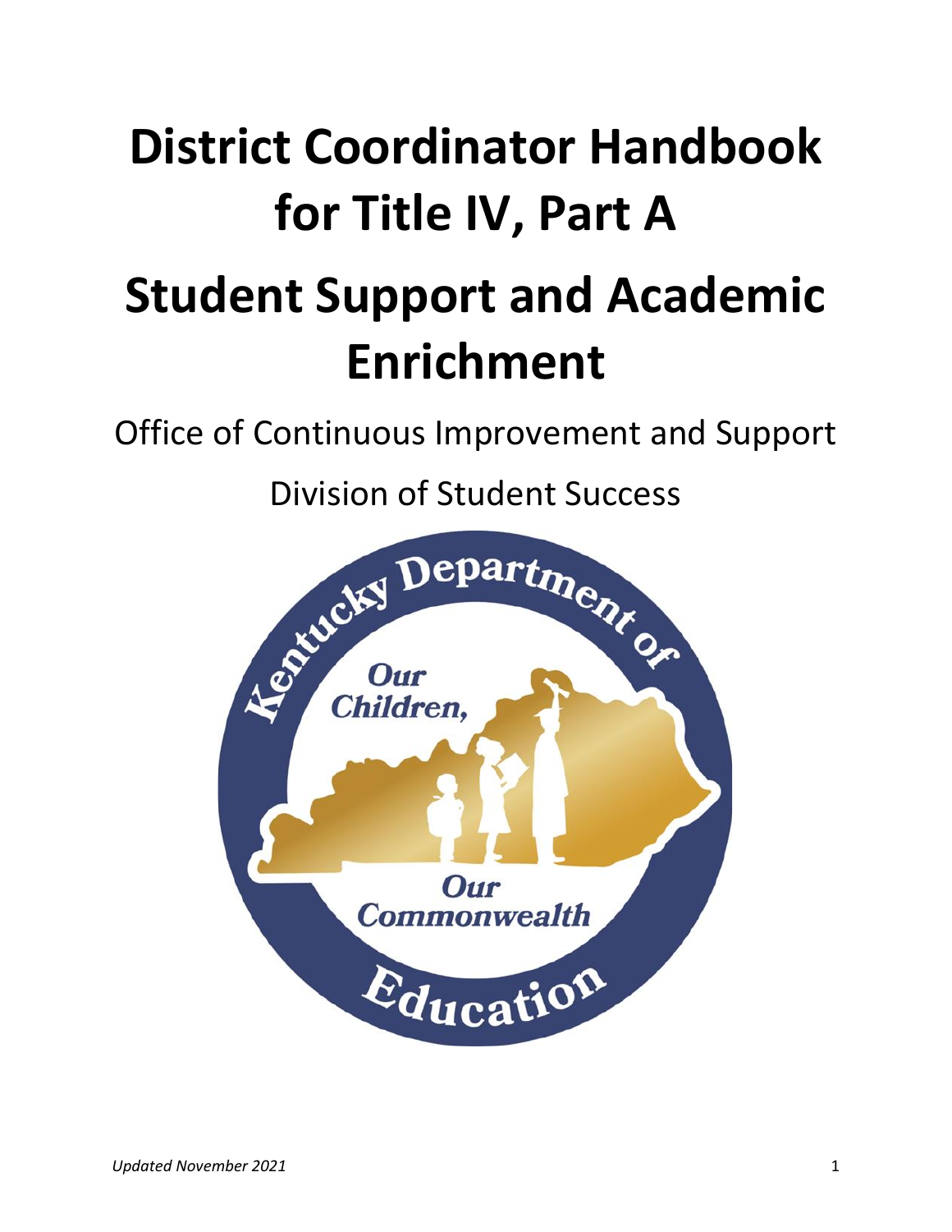# District Coordinator Handbook for Title IV, Part A

# Student Support and Academic Enrichment

Office of Continuous Improvement and Support

Division of Student Success

*Updated November 2021*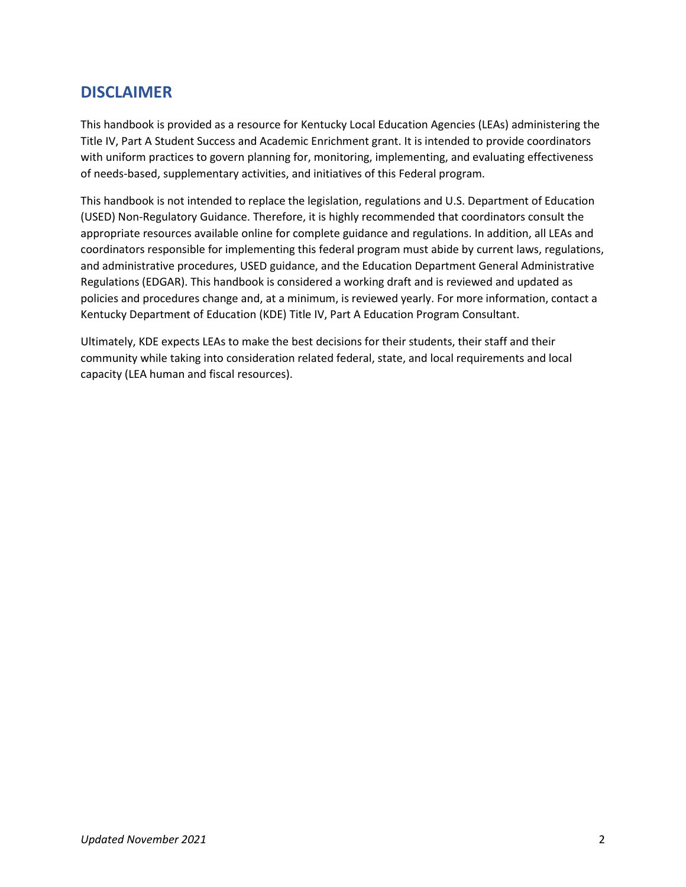## DISCLAIMER

This handbook is provided as a resource for Kentucky Local Education Agencies (LEAs) administering the Title IV, Part A Student Success and Academic Enrichment grant. It is intended to provide coordinators with uniform practices to govern planning for, monitoring, implementing, and evaluating effectiveness of needs-based, supplementary activities, and initiatives of this Federal program.

This handbook is not intended to replace the legislation, regulations and U.S. Department of Education (USED) Non-Regulatory Guidance. Therefore, it is highly recommended that coordinators consult the appropriate resources available online for complete guidance and regulations. In addition, all LEAs and coordinators responsible for implementing this federal program must abide by current laws, regulations, and administrative procedures, USED guidance, and the Education Department General Administrative Regulations (EDGAR). This handbook is considered a working draft and is reviewed and updated as policies and procedures change and, at a minimum, is reviewed yearly. For more information, contact a Kentucky Department of Education (KDE) Title IV, Part A Education Program Consultant.

Ultimately, KDE expects LEAs to make the best decisions for their students, their staff and their community while taking into consideration related federal, state, and local requirements and local capacity (LEA human and fiscal resources).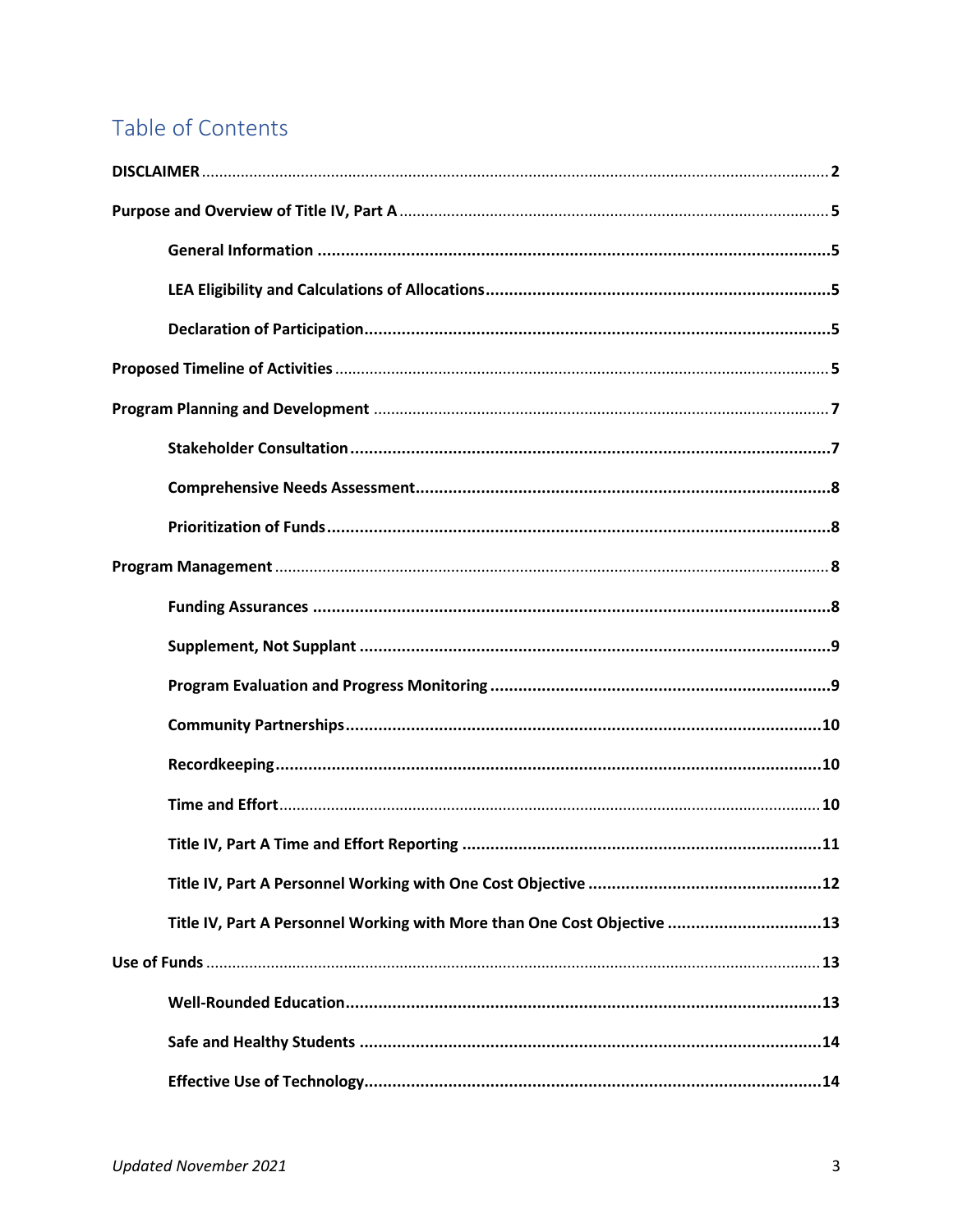# Table of Contents

| | |
|---|---|
| **DISCLAIMER** | **2** |
| **Purpose and Overview of Title IV, Part A** | **5** |
| &nbsp;&nbsp;&nbsp;&nbsp;**General Information** | **5** |
| &nbsp;&nbsp;&nbsp;&nbsp;**LEA Eligibility and Calculations of Allocations** | **5** |
| &nbsp;&nbsp;&nbsp;&nbsp;**Declaration of Participation** | **5** |
| **Proposed Timeline of Activities** | **5** |
| **Program Planning and Development** | **7** |
| &nbsp;&nbsp;&nbsp;&nbsp;**Stakeholder Consultation** | **7** |
| &nbsp;&nbsp;&nbsp;&nbsp;**Comprehensive Needs Assessment** | **8** |
| &nbsp;&nbsp;&nbsp;&nbsp;**Prioritization of Funds** | **8** |
| **Program Management** | **8** |
| &nbsp;&nbsp;&nbsp;&nbsp;**Funding Assurances** | **8** |
| &nbsp;&nbsp;&nbsp;&nbsp;**Supplement, Not Supplant** | **9** |
| &nbsp;&nbsp;&nbsp;&nbsp;**Program Evaluation and Progress Monitoring** | **9** |
| &nbsp;&nbsp;&nbsp;&nbsp;**Community Partnerships** | **10** |
| &nbsp;&nbsp;&nbsp;&nbsp;**Recordkeeping** | **10** |
| &nbsp;&nbsp;&nbsp;&nbsp;**Time and Effort** | **10** |
| &nbsp;&nbsp;&nbsp;&nbsp;**Title IV, Part A Time and Effort Reporting** | **11** |
| &nbsp;&nbsp;&nbsp;&nbsp;**Title IV, Part A Personnel Working with One Cost Objective** | **12** |
| &nbsp;&nbsp;&nbsp;&nbsp;**Title IV, Part A Personnel Working with More than One Cost Objective** | **13** |
| **Use of Funds** | **13** |
| &nbsp;&nbsp;&nbsp;&nbsp;**Well-Rounded Education** | **13** |
| &nbsp;&nbsp;&nbsp;&nbsp;**Safe and Healthy Students** | **14** |
| &nbsp;&nbsp;&nbsp;&nbsp;**Effective Use of Technology** | **14** |

*Updated November 2021*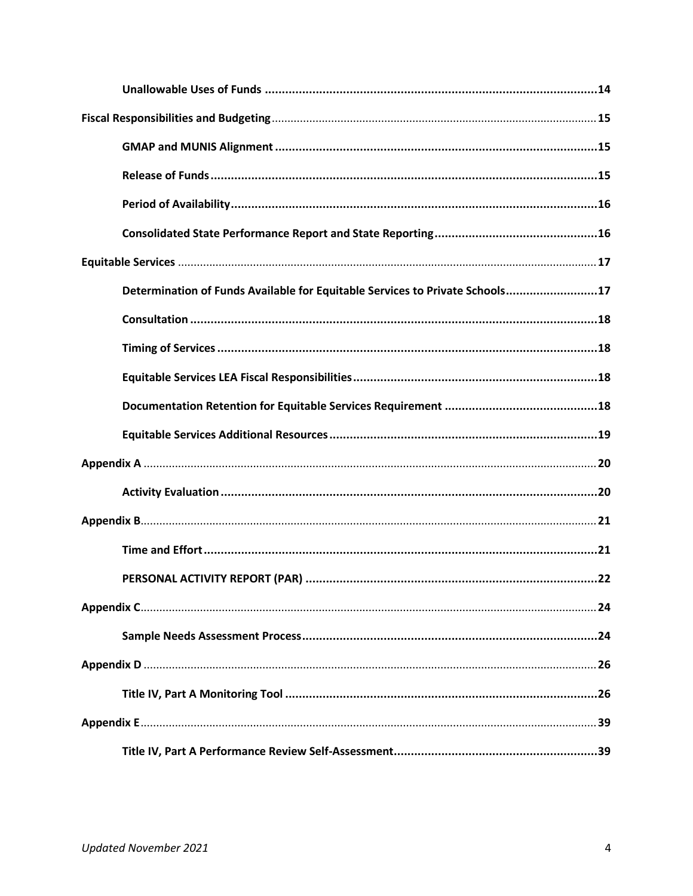- **Unallowable Uses of Funds** .......... 14
- Fiscal Responsibilities and Budgeting .......... 15
  - **GMAP and MUNIS Alignment** .......... 15
  - **Release of Funds** .......... 15
  - **Period of Availability** .......... 16
  - **Consolidated State Performance Report and State Reporting** .......... 16
- Equitable Services .......... 17
  - **Determination of Funds Available for Equitable Services to Private Schools** .......... 17
  - **Consultation** .......... 18
  - **Timing of Services** .......... 18
  - **Equitable Services LEA Fiscal Responsibilities** .......... 18
  - **Documentation Retention for Equitable Services Requirement** .......... 18
  - **Equitable Services Additional Resources** .......... 19
- Appendix A .......... 20
  - **Activity Evaluation** .......... 20
- Appendix B .......... 21
  - **Time and Effort** .......... 21
  - **PERSONAL ACTIVITY REPORT (PAR)** .......... 22
- Appendix C .......... 24
  - **Sample Needs Assessment Process** .......... 24
- Appendix D .......... 26
  - **Title IV, Part A Monitoring Tool** .......... 26
- Appendix E .......... 39
  - **Title IV, Part A Performance Review Self-Assessment** .......... 39

*Updated November 2021*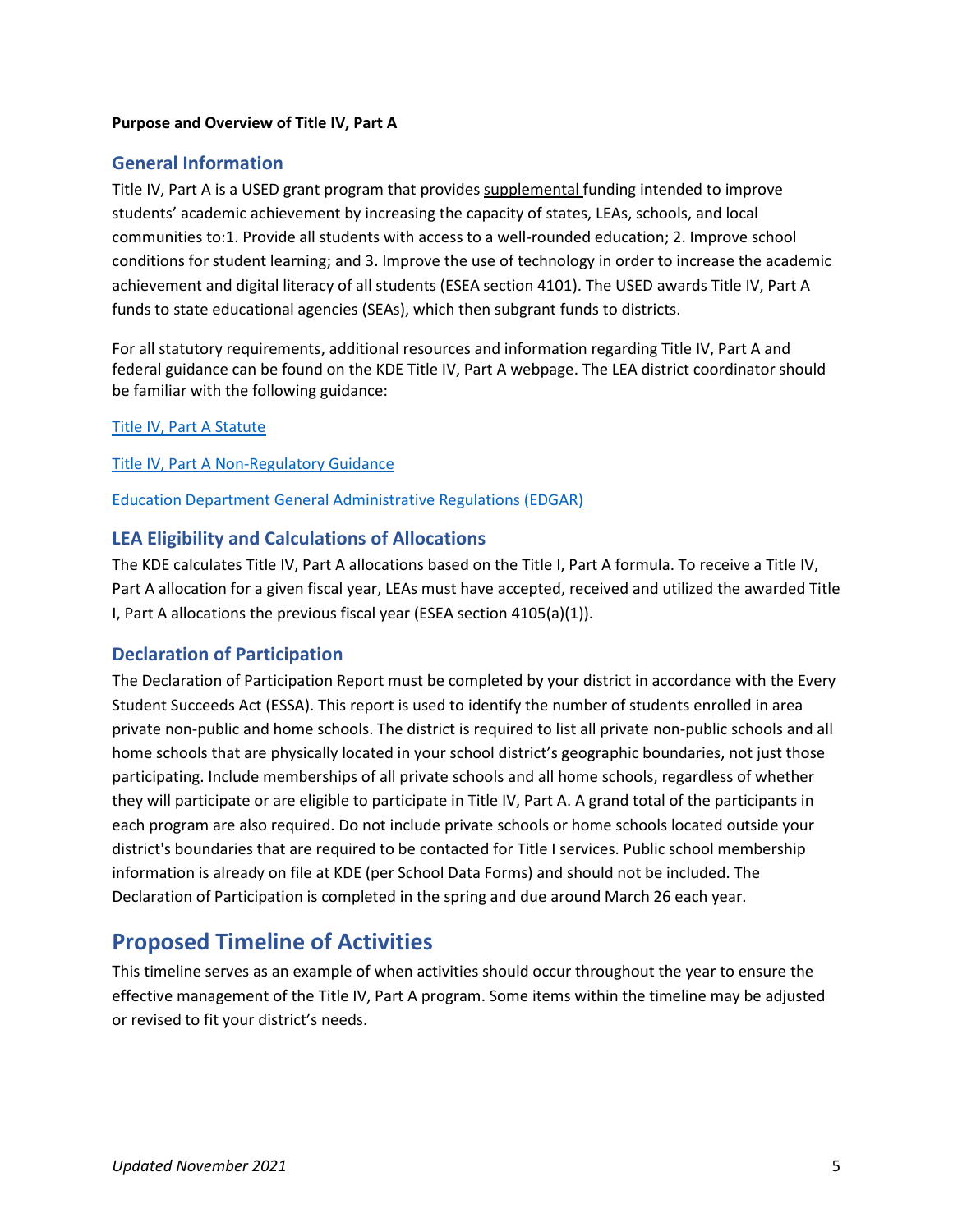**Purpose and Overview of Title IV, Part A**

## General Information

Title IV, Part A is a USED grant program that provides supplemental funding intended to improve students' academic achievement by increasing the capacity of states, LEAs, schools, and local communities to:1. Provide all students with access to a well-rounded education; 2. Improve school conditions for student learning; and 3. Improve the use of technology in order to increase the academic achievement and digital literacy of all students (ESEA section 4101). The USED awards Title IV, Part A funds to state educational agencies (SEAs), which then subgrant funds to districts.

For all statutory requirements, additional resources and information regarding Title IV, Part A and federal guidance can be found on the KDE Title IV, Part A webpage. The LEA district coordinator should be familiar with the following guidance:

[Title IV, Part A Statute]()

[Title IV, Part A Non-Regulatory Guidance]()

[Education Department General Administrative Regulations (EDGAR)]()

## LEA Eligibility and Calculations of Allocations

The KDE calculates Title IV, Part A allocations based on the Title I, Part A formula. To receive a Title IV, Part A allocation for a given fiscal year, LEAs must have accepted, received and utilized the awarded Title I, Part A allocations the previous fiscal year (ESEA section 4105(a)(1)).

## Declaration of Participation

The Declaration of Participation Report must be completed by your district in accordance with the Every Student Succeeds Act (ESSA). This report is used to identify the number of students enrolled in area private non-public and home schools. The district is required to list all private non-public schools and all home schools that are physically located in your school district's geographic boundaries, not just those participating. Include memberships of all private schools and all home schools, regardless of whether they will participate or are eligible to participate in Title IV, Part A. A grand total of the participants in each program are also required. Do not include private schools or home schools located outside your district's boundaries that are required to be contacted for Title I services. Public school membership information is already on file at KDE (per School Data Forms) and should not be included. The Declaration of Participation is completed in the spring and due around March 26 each year.

# Proposed Timeline of Activities

This timeline serves as an example of when activities should occur throughout the year to ensure the effective management of the Title IV, Part A program. Some items within the timeline may be adjusted or revised to fit your district's needs.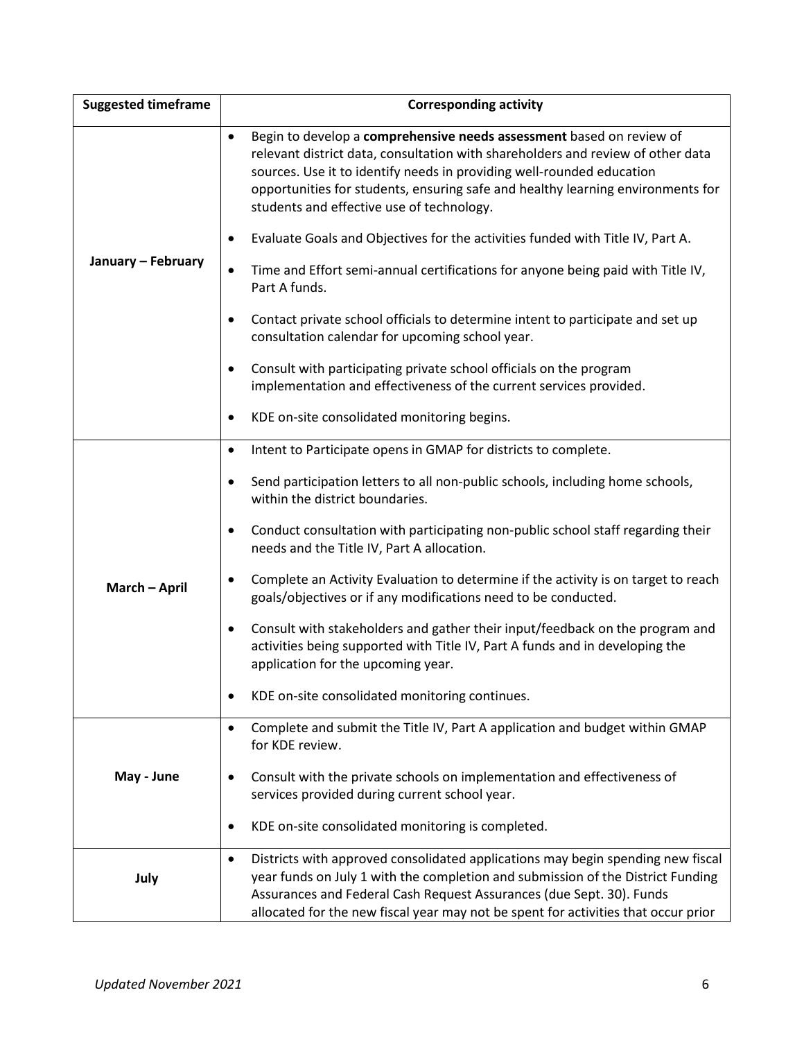| Suggested timeframe | Corresponding activity |
|---|---|
| January – February | • Begin to develop a **comprehensive needs assessment** based on review of relevant district data, consultation with shareholders and review of other data sources. Use it to identify needs in providing well-rounded education opportunities for students, ensuring safe and healthy learning environments for students and effective use of technology.<br>• Evaluate Goals and Objectives for the activities funded with Title IV, Part A.<br>• Time and Effort semi-annual certifications for anyone being paid with Title IV, Part A funds.<br>• Contact private school officials to determine intent to participate and set up consultation calendar for upcoming school year.<br>• Consult with participating private school officials on the program implementation and effectiveness of the current services provided.<br>• KDE on-site consolidated monitoring begins. |
| March – April | • Intent to Participate opens in GMAP for districts to complete.<br>• Send participation letters to all non-public schools, including home schools, within the district boundaries.<br>• Conduct consultation with participating non-public school staff regarding their needs and the Title IV, Part A allocation.<br>• Complete an Activity Evaluation to determine if the activity is on target to reach goals/objectives or if any modifications need to be conducted.<br>• Consult with stakeholders and gather their input/feedback on the program and activities being supported with Title IV, Part A funds and in developing the application for the upcoming year.<br>• KDE on-site consolidated monitoring continues. |
| May - June | • Complete and submit the Title IV, Part A application and budget within GMAP for KDE review.<br>• Consult with the private schools on implementation and effectiveness of services provided during current school year.<br>• KDE on-site consolidated monitoring is completed. |
| July | • Districts with approved consolidated applications may begin spending new fiscal year funds on July 1 with the completion and submission of the District Funding Assurances and Federal Cash Request Assurances (due Sept. 30). Funds allocated for the new fiscal year may not be spent for activities that occur prior |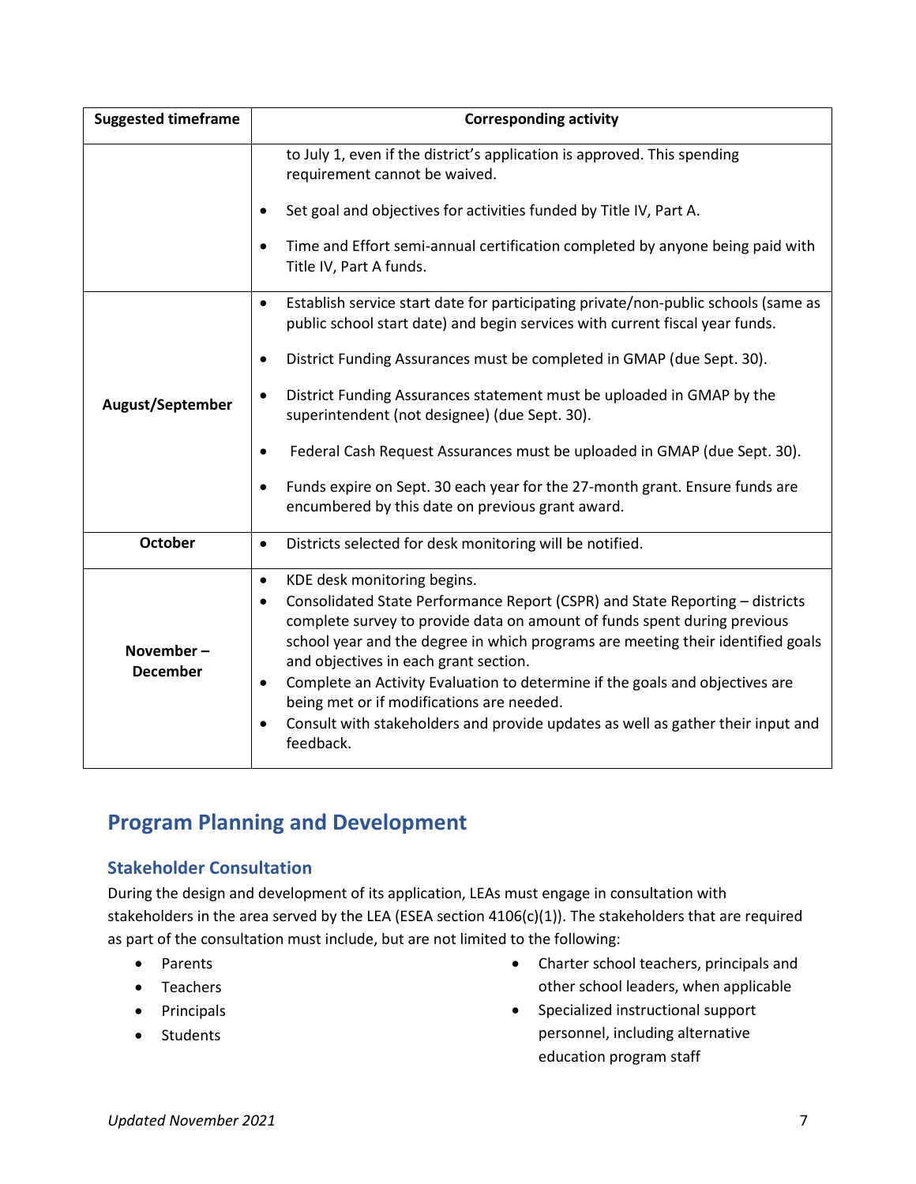| Suggested timeframe | Corresponding activity |
|---|---|
| | to July 1, even if the district's application is approved. This spending requirement cannot be waived.<br><br>• Set goal and objectives for activities funded by Title IV, Part A.<br><br>• Time and Effort semi-annual certification completed by anyone being paid with Title IV, Part A funds. |
| **August/September** | • Establish service start date for participating private/non-public schools (same as public school start date) and begin services with current fiscal year funds.<br><br>• District Funding Assurances must be completed in GMAP (due Sept. 30).<br><br>• District Funding Assurances statement must be uploaded in GMAP by the superintendent (not designee) (due Sept. 30).<br><br>• Federal Cash Request Assurances must be uploaded in GMAP (due Sept. 30).<br><br>• Funds expire on Sept. 30 each year for the 27-month grant. Ensure funds are encumbered by this date on previous grant award. |
| **October** | • Districts selected for desk monitoring will be notified. |
| **November – December** | • KDE desk monitoring begins.<br>• Consolidated State Performance Report (CSPR) and State Reporting – districts complete survey to provide data on amount of funds spent during previous school year and the degree in which programs are meeting their identified goals and objectives in each grant section.<br>• Complete an Activity Evaluation to determine if the goals and objectives are being met or if modifications are needed.<br>• Consult with stakeholders and provide updates as well as gather their input and feedback. |

## Program Planning and Development

### Stakeholder Consultation

During the design and development of its application, LEAs must engage in consultation with stakeholders in the area served by the LEA (ESEA section 4106(c)(1)). The stakeholders that are required as part of the consultation must include, but are not limited to the following:

- Parents
- Teachers
- Principals
- Students
- Charter school teachers, principals and other school leaders, when applicable
- Specialized instructional support personnel, including alternative education program staff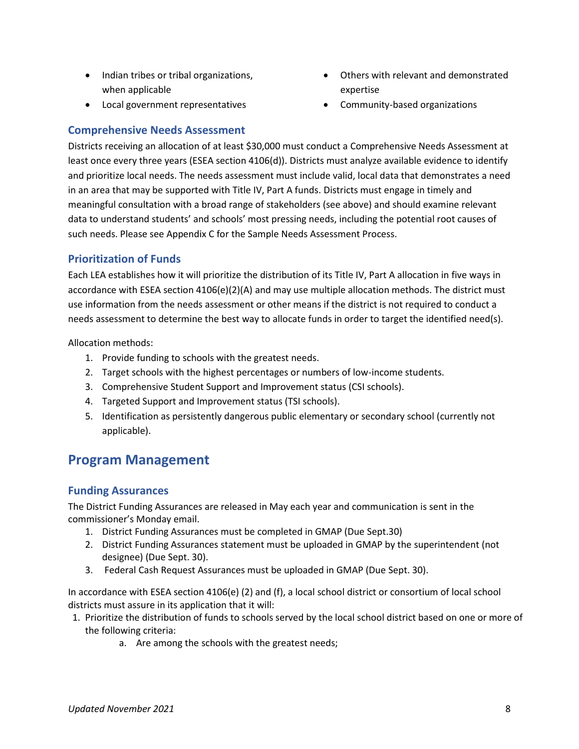- Indian tribes or tribal organizations, when applicable
- Local government representatives
- Others with relevant and demonstrated expertise
- Community-based organizations

### Comprehensive Needs Assessment

Districts receiving an allocation of at least $30,000 must conduct a Comprehensive Needs Assessment at least once every three years (ESEA section 4106(d)). Districts must analyze available evidence to identify and prioritize local needs. The needs assessment must include valid, local data that demonstrates a need in an area that may be supported with Title IV, Part A funds. Districts must engage in timely and meaningful consultation with a broad range of stakeholders (see above) and should examine relevant data to understand students' and schools' most pressing needs, including the potential root causes of such needs. Please see Appendix C for the Sample Needs Assessment Process.

### Prioritization of Funds

Each LEA establishes how it will prioritize the distribution of its Title IV, Part A allocation in five ways in accordance with ESEA section 4106(e)(2)(A) and may use multiple allocation methods. The district must use information from the needs assessment or other means if the district is not required to conduct a needs assessment to determine the best way to allocate funds in order to target the identified need(s).

Allocation methods:

1. Provide funding to schools with the greatest needs.
2. Target schools with the highest percentages or numbers of low-income students.
3. Comprehensive Student Support and Improvement status (CSI schools).
4. Targeted Support and Improvement status (TSI schools).
5. Identification as persistently dangerous public elementary or secondary school (currently not applicable).

## Program Management

### Funding Assurances

The District Funding Assurances are released in May each year and communication is sent in the commissioner's Monday email.

1. District Funding Assurances must be completed in GMAP (Due Sept.30)
2. District Funding Assurances statement must be uploaded in GMAP by the superintendent (not designee) (Due Sept. 30).
3. Federal Cash Request Assurances must be uploaded in GMAP (Due Sept. 30).

In accordance with ESEA section 4106(e) (2) and (f), a local school district or consortium of local school districts must assure in its application that it will:

1. Prioritize the distribution of funds to schools served by the local school district based on one or more of the following criteria:
   a. Are among the schools with the greatest needs;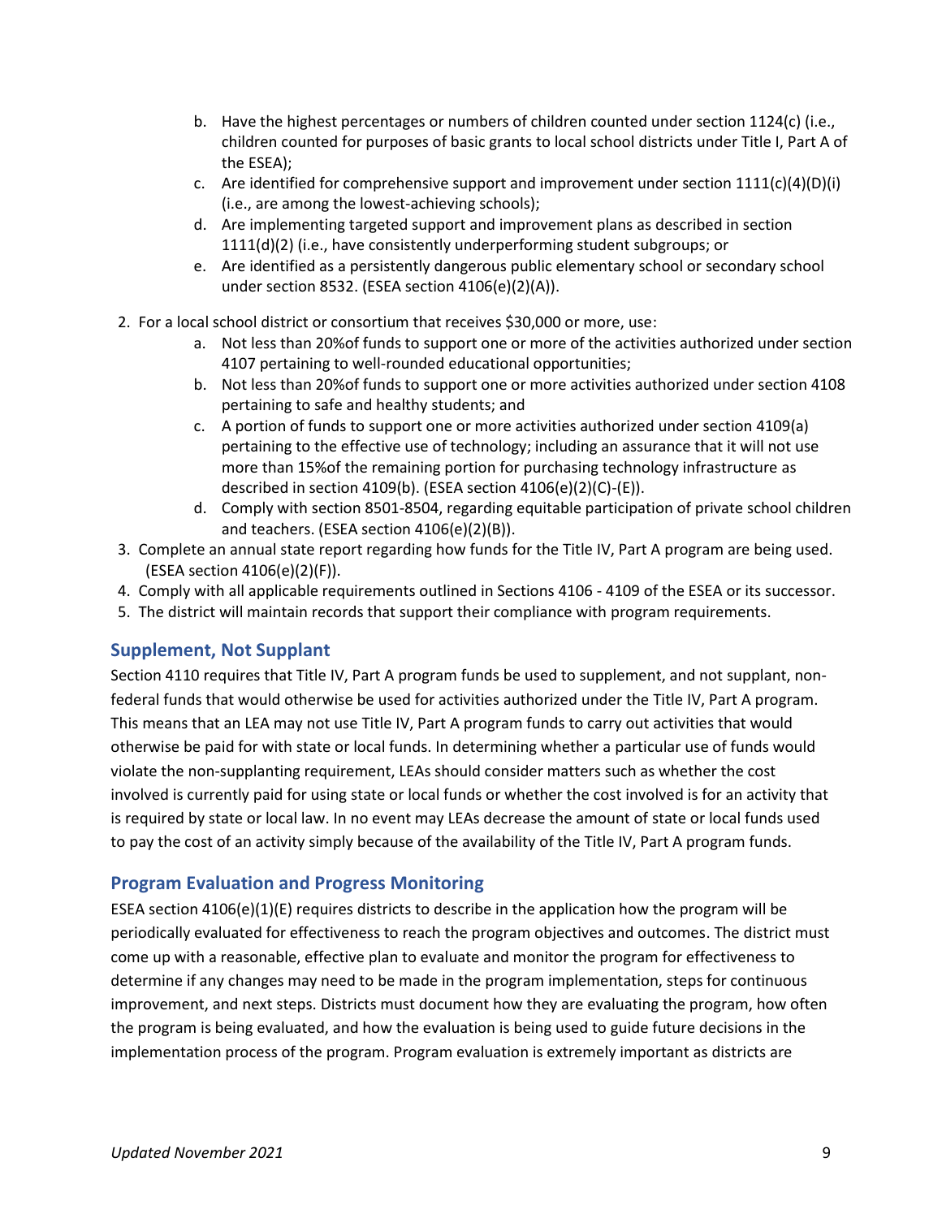b. Have the highest percentages or numbers of children counted under section 1124(c) (i.e., children counted for purposes of basic grants to local school districts under Title I, Part A of the ESEA);
   c. Are identified for comprehensive support and improvement under section 1111(c)(4)(D)(i) (i.e., are among the lowest-achieving schools);
   d. Are implementing targeted support and improvement plans as described in section 1111(d)(2) (i.e., have consistently underperforming student subgroups; or
   e. Are identified as a persistently dangerous public elementary school or secondary school under section 8532. (ESEA section 4106(e)(2)(A)).

2. For a local school district or consortium that receives $30,000 or more, use:
   a. Not less than 20%of funds to support one or more of the activities authorized under section 4107 pertaining to well-rounded educational opportunities;
   b. Not less than 20%of funds to support one or more activities authorized under section 4108 pertaining to safe and healthy students; and
   c. A portion of funds to support one or more activities authorized under section 4109(a) pertaining to the effective use of technology; including an assurance that it will not use more than 15%of the remaining portion for purchasing technology infrastructure as described in section 4109(b). (ESEA section 4106(e)(2)(C)-(E)).
   d. Comply with section 8501-8504, regarding equitable participation of private school children and teachers. (ESEA section 4106(e)(2)(B)).
3. Complete an annual state report regarding how funds for the Title IV, Part A program are being used. (ESEA section 4106(e)(2)(F)).
4. Comply with all applicable requirements outlined in Sections 4106 - 4109 of the ESEA or its successor.
5. The district will maintain records that support their compliance with program requirements.

### Supplement, Not Supplant

Section 4110 requires that Title IV, Part A program funds be used to supplement, and not supplant, non-federal funds that would otherwise be used for activities authorized under the Title IV, Part A program. This means that an LEA may not use Title IV, Part A program funds to carry out activities that would otherwise be paid for with state or local funds. In determining whether a particular use of funds would violate the non-supplanting requirement, LEAs should consider matters such as whether the cost involved is currently paid for using state or local funds or whether the cost involved is for an activity that is required by state or local law. In no event may LEAs decrease the amount of state or local funds used to pay the cost of an activity simply because of the availability of the Title IV, Part A program funds.

### Program Evaluation and Progress Monitoring

ESEA section 4106(e)(1)(E) requires districts to describe in the application how the program will be periodically evaluated for effectiveness to reach the program objectives and outcomes. The district must come up with a reasonable, effective plan to evaluate and monitor the program for effectiveness to determine if any changes may need to be made in the program implementation, steps for continuous improvement, and next steps. Districts must document how they are evaluating the program, how often the program is being evaluated, and how the evaluation is being used to guide future decisions in the implementation process of the program. Program evaluation is extremely important as districts are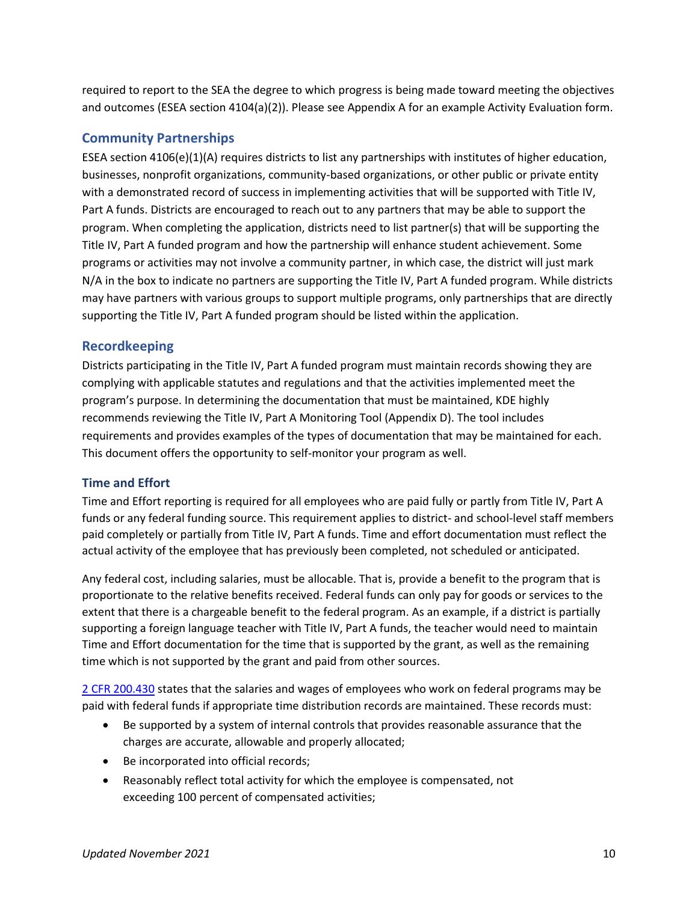required to report to the SEA the degree to which progress is being made toward meeting the objectives and outcomes (ESEA section 4104(a)(2)). Please see Appendix A for an example Activity Evaluation form.

## Community Partnerships

ESEA section 4106(e)(1)(A) requires districts to list any partnerships with institutes of higher education, businesses, nonprofit organizations, community-based organizations, or other public or private entity with a demonstrated record of success in implementing activities that will be supported with Title IV, Part A funds. Districts are encouraged to reach out to any partners that may be able to support the program. When completing the application, districts need to list partner(s) that will be supporting the Title IV, Part A funded program and how the partnership will enhance student achievement. Some programs or activities may not involve a community partner, in which case, the district will just mark N/A in the box to indicate no partners are supporting the Title IV, Part A funded program. While districts may have partners with various groups to support multiple programs, only partnerships that are directly supporting the Title IV, Part A funded program should be listed within the application.

## Recordkeeping

Districts participating in the Title IV, Part A funded program must maintain records showing they are complying with applicable statutes and regulations and that the activities implemented meet the program's purpose. In determining the documentation that must be maintained, KDE highly recommends reviewing the Title IV, Part A Monitoring Tool (Appendix D). The tool includes requirements and provides examples of the types of documentation that may be maintained for each. This document offers the opportunity to self-monitor your program as well.

### Time and Effort

Time and Effort reporting is required for all employees who are paid fully or partly from Title IV, Part A funds or any federal funding source. This requirement applies to district- and school-level staff members paid completely or partially from Title IV, Part A funds. Time and effort documentation must reflect the actual activity of the employee that has previously been completed, not scheduled or anticipated.

Any federal cost, including salaries, must be allocable. That is, provide a benefit to the program that is proportionate to the relative benefits received. Federal funds can only pay for goods or services to the extent that there is a chargeable benefit to the federal program. As an example, if a district is partially supporting a foreign language teacher with Title IV, Part A funds, the teacher would need to maintain Time and Effort documentation for the time that is supported by the grant, as well as the remaining time which is not supported by the grant and paid from other sources.

2 CFR 200.430 states that the salaries and wages of employees who work on federal programs may be paid with federal funds if appropriate time distribution records are maintained. These records must:

- Be supported by a system of internal controls that provides reasonable assurance that the charges are accurate, allowable and properly allocated;
- Be incorporated into official records;
- Reasonably reflect total activity for which the employee is compensated, not exceeding 100 percent of compensated activities;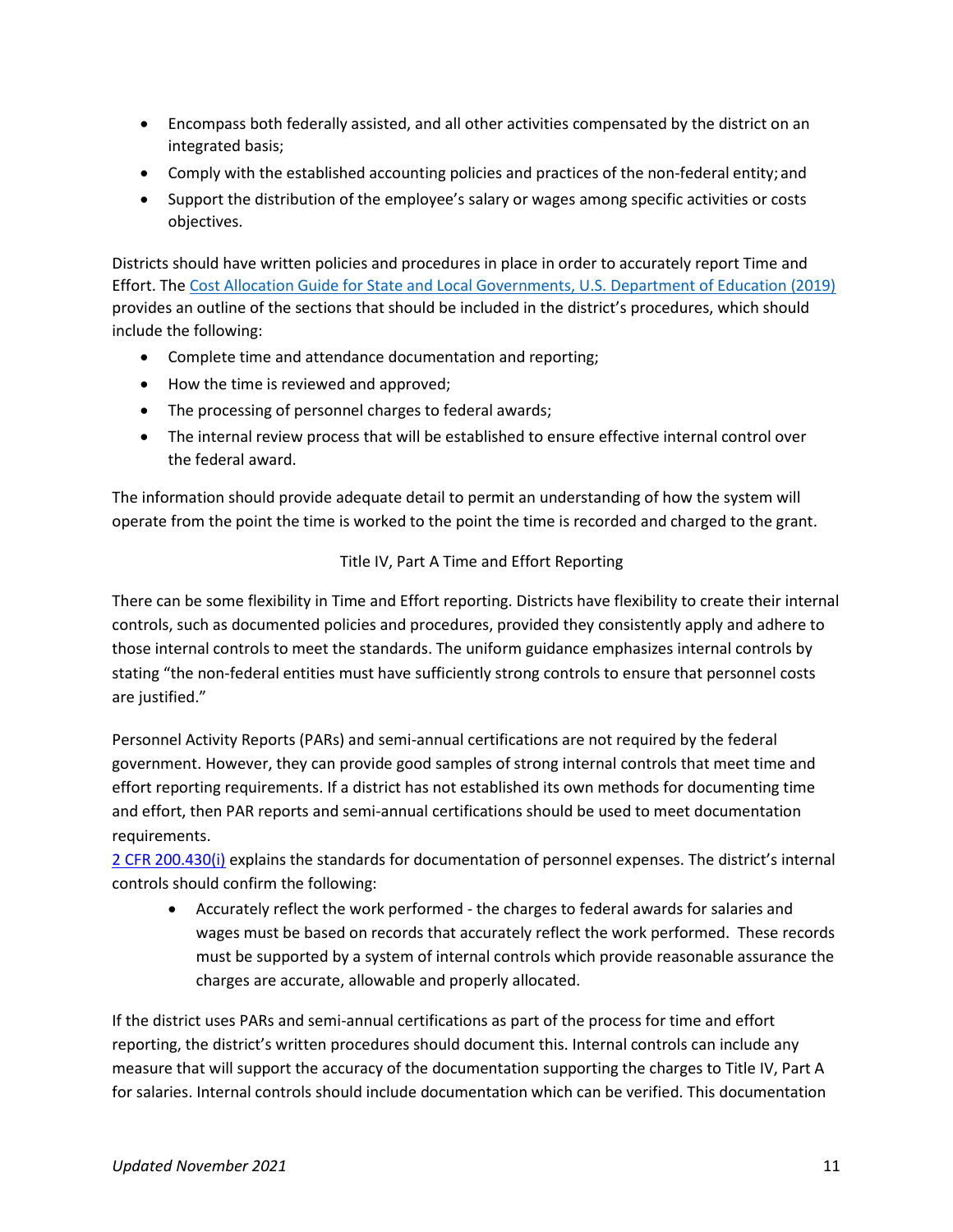- Encompass both federally assisted, and all other activities compensated by the district on an integrated basis;
- Comply with the established accounting policies and practices of the non-federal entity; and
- Support the distribution of the employee's salary or wages among specific activities or costs objectives.

Districts should have written policies and procedures in place in order to accurately report Time and Effort. The [Cost Allocation Guide for State and Local Governments, U.S. Department of Education (2019)]() provides an outline of the sections that should be included in the district's procedures, which should include the following:

- Complete time and attendance documentation and reporting;
- How the time is reviewed and approved;
- The processing of personnel charges to federal awards;
- The internal review process that will be established to ensure effective internal control over the federal award.

The information should provide adequate detail to permit an understanding of how the system will operate from the point the time is worked to the point the time is recorded and charged to the grant.

Title IV, Part A Time and Effort Reporting

There can be some flexibility in Time and Effort reporting. Districts have flexibility to create their internal controls, such as documented policies and procedures, provided they consistently apply and adhere to those internal controls to meet the standards. The uniform guidance emphasizes internal controls by stating "the non-federal entities must have sufficiently strong controls to ensure that personnel costs are justified."

Personnel Activity Reports (PARs) and semi-annual certifications are not required by the federal government. However, they can provide good samples of strong internal controls that meet time and effort reporting requirements. If a district has not established its own methods for documenting time and effort, then PAR reports and semi-annual certifications should be used to meet documentation requirements.
[2 CFR 200.430(i)]() explains the standards for documentation of personnel expenses. The district's internal controls should confirm the following:

- Accurately reflect the work performed - the charges to federal awards for salaries and wages must be based on records that accurately reflect the work performed. These records must be supported by a system of internal controls which provide reasonable assurance the charges are accurate, allowable and properly allocated.

If the district uses PARs and semi-annual certifications as part of the process for time and effort reporting, the district's written procedures should document this. Internal controls can include any measure that will support the accuracy of the documentation supporting the charges to Title IV, Part A for salaries. Internal controls should include documentation which can be verified. This documentation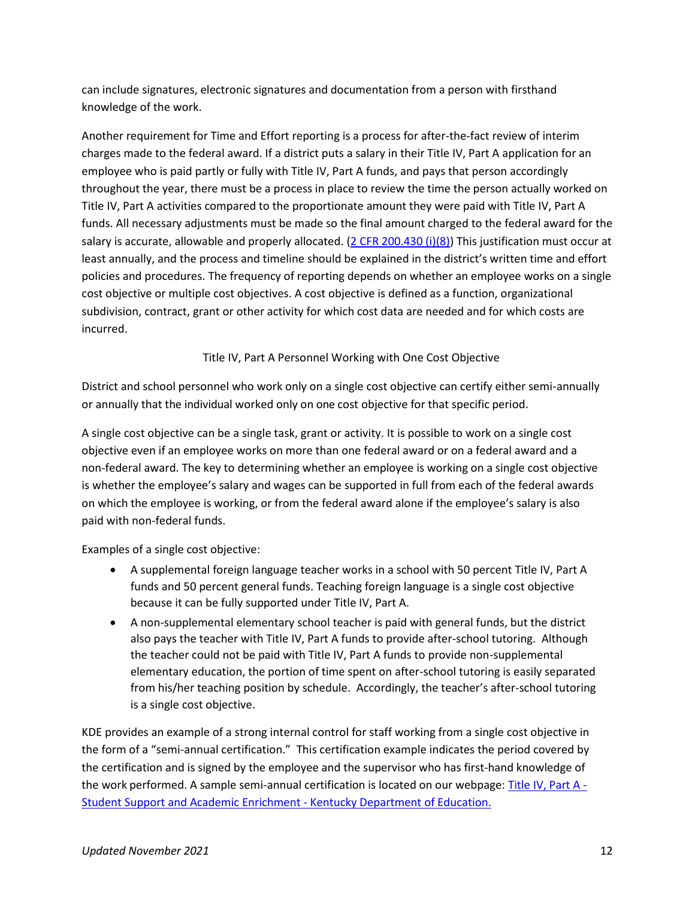can include signatures, electronic signatures and documentation from a person with firsthand knowledge of the work.

Another requirement for Time and Effort reporting is a process for after-the-fact review of interim charges made to the federal award. If a district puts a salary in their Title IV, Part A application for an employee who is paid partly or fully with Title IV, Part A funds, and pays that person accordingly throughout the year, there must be a process in place to review the time the person actually worked on Title IV, Part A activities compared to the proportionate amount they were paid with Title IV, Part A funds. All necessary adjustments must be made so the final amount charged to the federal award for the salary is accurate, allowable and properly allocated. ([2 CFR 200.430 (i)(8)]) This justification must occur at least annually, and the process and timeline should be explained in the district's written time and effort policies and procedures. The frequency of reporting depends on whether an employee works on a single cost objective or multiple cost objectives. A cost objective is defined as a function, organizational subdivision, contract, grant or other activity for which cost data are needed and for which costs are incurred.

### Title IV, Part A Personnel Working with One Cost Objective

District and school personnel who work only on a single cost objective can certify either semi-annually or annually that the individual worked only on one cost objective for that specific period.

A single cost objective can be a single task, grant or activity. It is possible to work on a single cost objective even if an employee works on more than one federal award or on a federal award and a non-federal award. The key to determining whether an employee is working on a single cost objective is whether the employee's salary and wages can be supported in full from each of the federal awards on which the employee is working, or from the federal award alone if the employee's salary is also paid with non-federal funds.

Examples of a single cost objective:

- A supplemental foreign language teacher works in a school with 50 percent Title IV, Part A funds and 50 percent general funds. Teaching foreign language is a single cost objective because it can be fully supported under Title IV, Part A.
- A non-supplemental elementary school teacher is paid with general funds, but the district also pays the teacher with Title IV, Part A funds to provide after-school tutoring. Although the teacher could not be paid with Title IV, Part A funds to provide non-supplemental elementary education, the portion of time spent on after-school tutoring is easily separated from his/her teaching position by schedule. Accordingly, the teacher's after-school tutoring is a single cost objective.

KDE provides an example of a strong internal control for staff working from a single cost objective in the form of a "semi-annual certification." This certification example indicates the period covered by the certification and is signed by the employee and the supervisor who has first-hand knowledge of the work performed. A sample semi-annual certification is located on our webpage: [Title IV, Part A - Student Support and Academic Enrichment - Kentucky Department of Education.]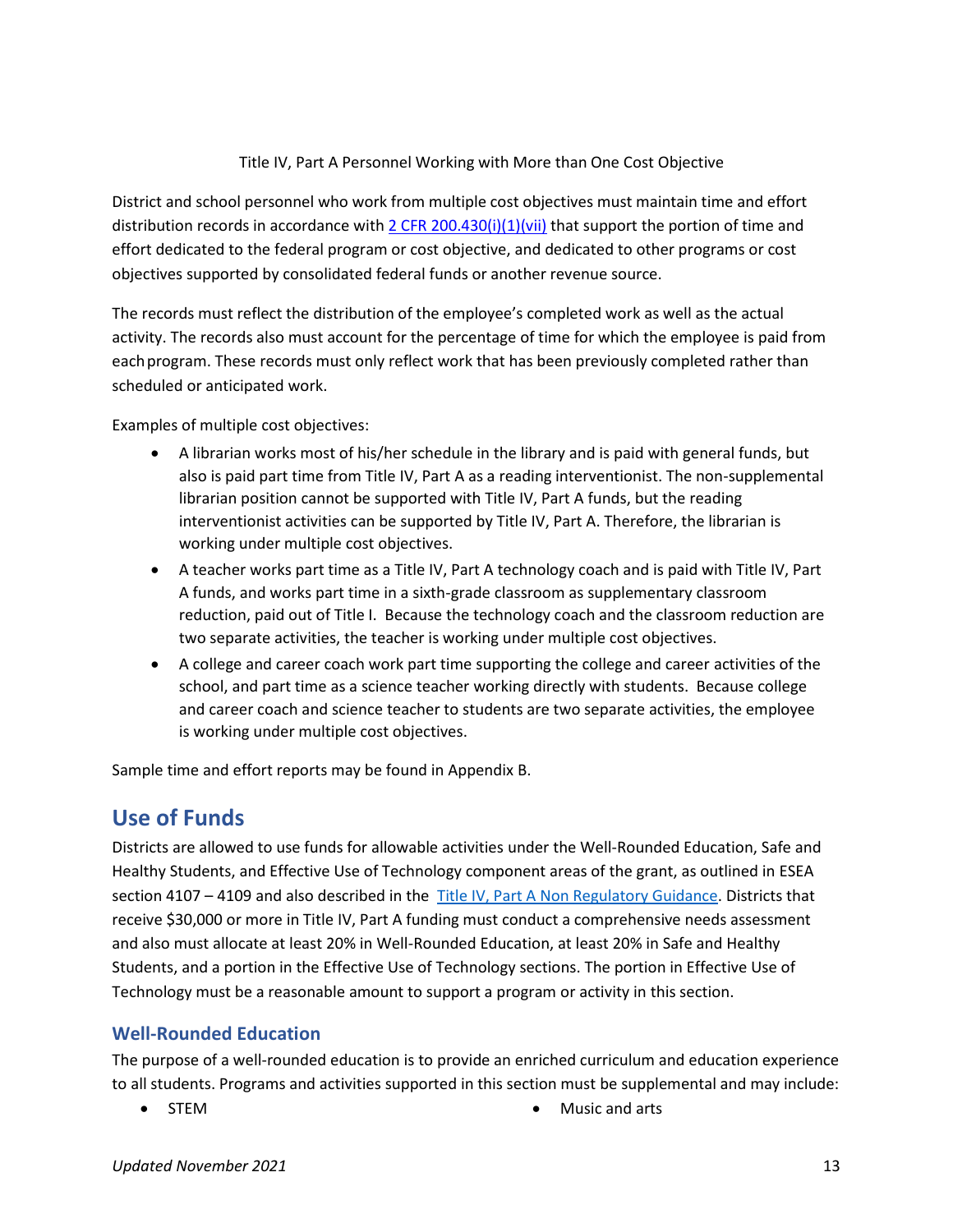Title IV, Part A Personnel Working with More than One Cost Objective

District and school personnel who work from multiple cost objectives must maintain time and effort distribution records in accordance with [2 CFR 200.430(i)(1)(vii)]() that support the portion of time and effort dedicated to the federal program or cost objective, and dedicated to other programs or cost objectives supported by consolidated federal funds or another revenue source.

The records must reflect the distribution of the employee's completed work as well as the actual activity. The records also must account for the percentage of time for which the employee is paid from each program. These records must only reflect work that has been previously completed rather than scheduled or anticipated work.

Examples of multiple cost objectives:

- A librarian works most of his/her schedule in the library and is paid with general funds, but also is paid part time from Title IV, Part A as a reading interventionist. The non-supplemental librarian position cannot be supported with Title IV, Part A funds, but the reading interventionist activities can be supported by Title IV, Part A. Therefore, the librarian is working under multiple cost objectives.
- A teacher works part time as a Title IV, Part A technology coach and is paid with Title IV, Part A funds, and works part time in a sixth-grade classroom as supplementary classroom reduction, paid out of Title I. Because the technology coach and the classroom reduction are two separate activities, the teacher is working under multiple cost objectives.
- A college and career coach work part time supporting the college and career activities of the school, and part time as a science teacher working directly with students. Because college and career coach and science teacher to students are two separate activities, the employee is working under multiple cost objectives.

Sample time and effort reports may be found in Appendix B.

## Use of Funds

Districts are allowed to use funds for allowable activities under the Well-Rounded Education, Safe and Healthy Students, and Effective Use of Technology component areas of the grant, as outlined in ESEA section 4107 – 4109 and also described in the [Title IV, Part A Non Regulatory Guidance](). Districts that receive $30,000 or more in Title IV, Part A funding must conduct a comprehensive needs assessment and also must allocate at least 20% in Well-Rounded Education, at least 20% in Safe and Healthy Students, and a portion in the Effective Use of Technology sections. The portion in Effective Use of Technology must be a reasonable amount to support a program or activity in this section.

### Well-Rounded Education

The purpose of a well-rounded education is to provide an enriched curriculum and education experience to all students. Programs and activities supported in this section must be supplemental and may include:

- STEM
- Music and arts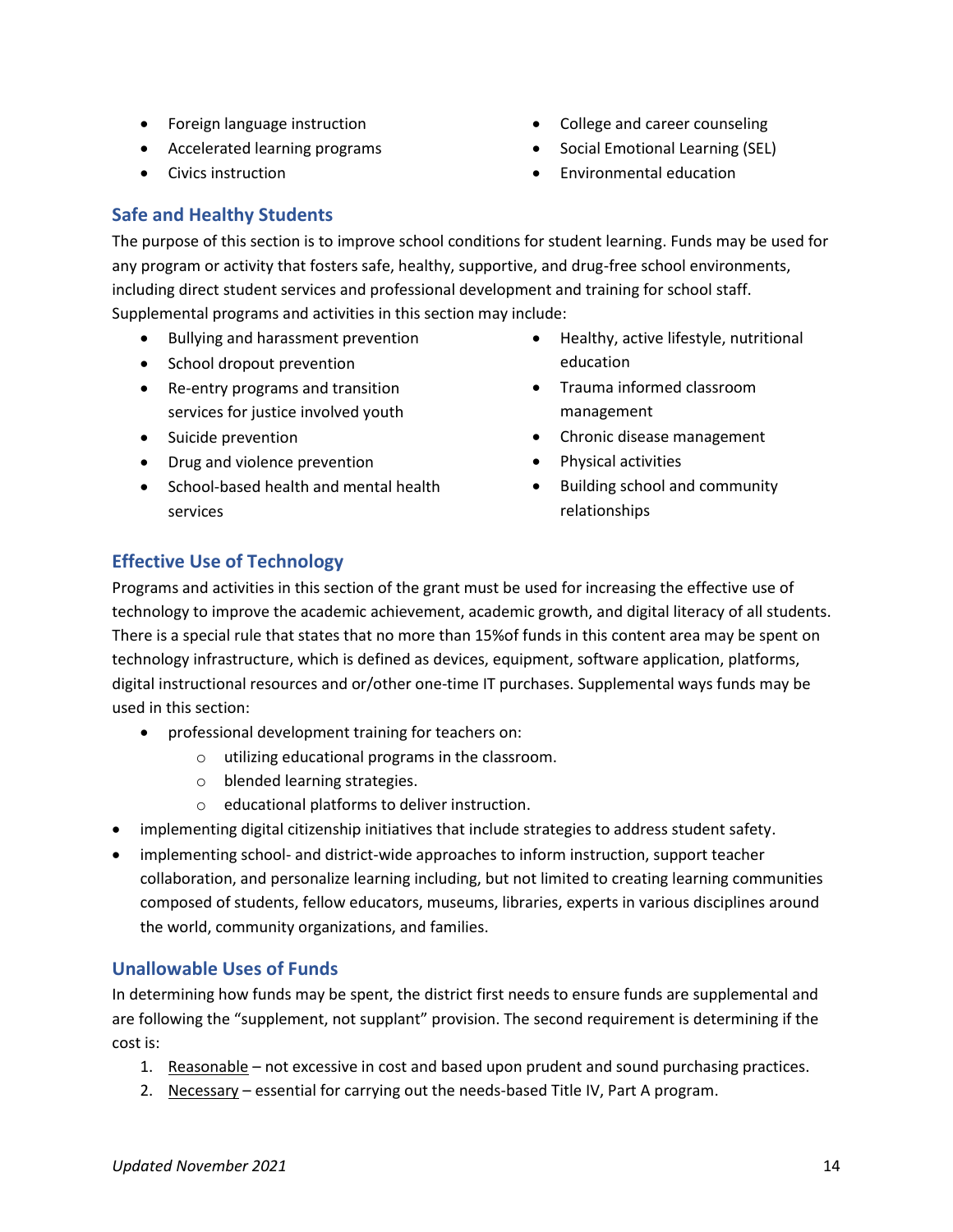- Foreign language instruction
- Accelerated learning programs
- Civics instruction
- College and career counseling
- Social Emotional Learning (SEL)
- Environmental education

### Safe and Healthy Students

The purpose of this section is to improve school conditions for student learning. Funds may be used for any program or activity that fosters safe, healthy, supportive, and drug-free school environments, including direct student services and professional development and training for school staff. Supplemental programs and activities in this section may include:

- Bullying and harassment prevention
- School dropout prevention
- Re-entry programs and transition services for justice involved youth
- Suicide prevention
- Drug and violence prevention
- School-based health and mental health services
- Healthy, active lifestyle, nutritional education
- Trauma informed classroom management
- Chronic disease management
- Physical activities
- Building school and community relationships

### Effective Use of Technology

Programs and activities in this section of the grant must be used for increasing the effective use of technology to improve the academic achievement, academic growth, and digital literacy of all students. There is a special rule that states that no more than 15%of funds in this content area may be spent on technology infrastructure, which is defined as devices, equipment, software application, platforms, digital instructional resources and or/other one-time IT purchases. Supplemental ways funds may be used in this section:

- professional development training for teachers on:
  - utilizing educational programs in the classroom.
  - blended learning strategies.
  - educational platforms to deliver instruction.
- implementing digital citizenship initiatives that include strategies to address student safety.
- implementing school- and district-wide approaches to inform instruction, support teacher collaboration, and personalize learning including, but not limited to creating learning communities composed of students, fellow educators, museums, libraries, experts in various disciplines around the world, community organizations, and families.

### Unallowable Uses of Funds

In determining how funds may be spent, the district first needs to ensure funds are supplemental and are following the "supplement, not supplant" provision. The second requirement is determining if the cost is:

1. Reasonable – not excessive in cost and based upon prudent and sound purchasing practices.
2. Necessary – essential for carrying out the needs-based Title IV, Part A program.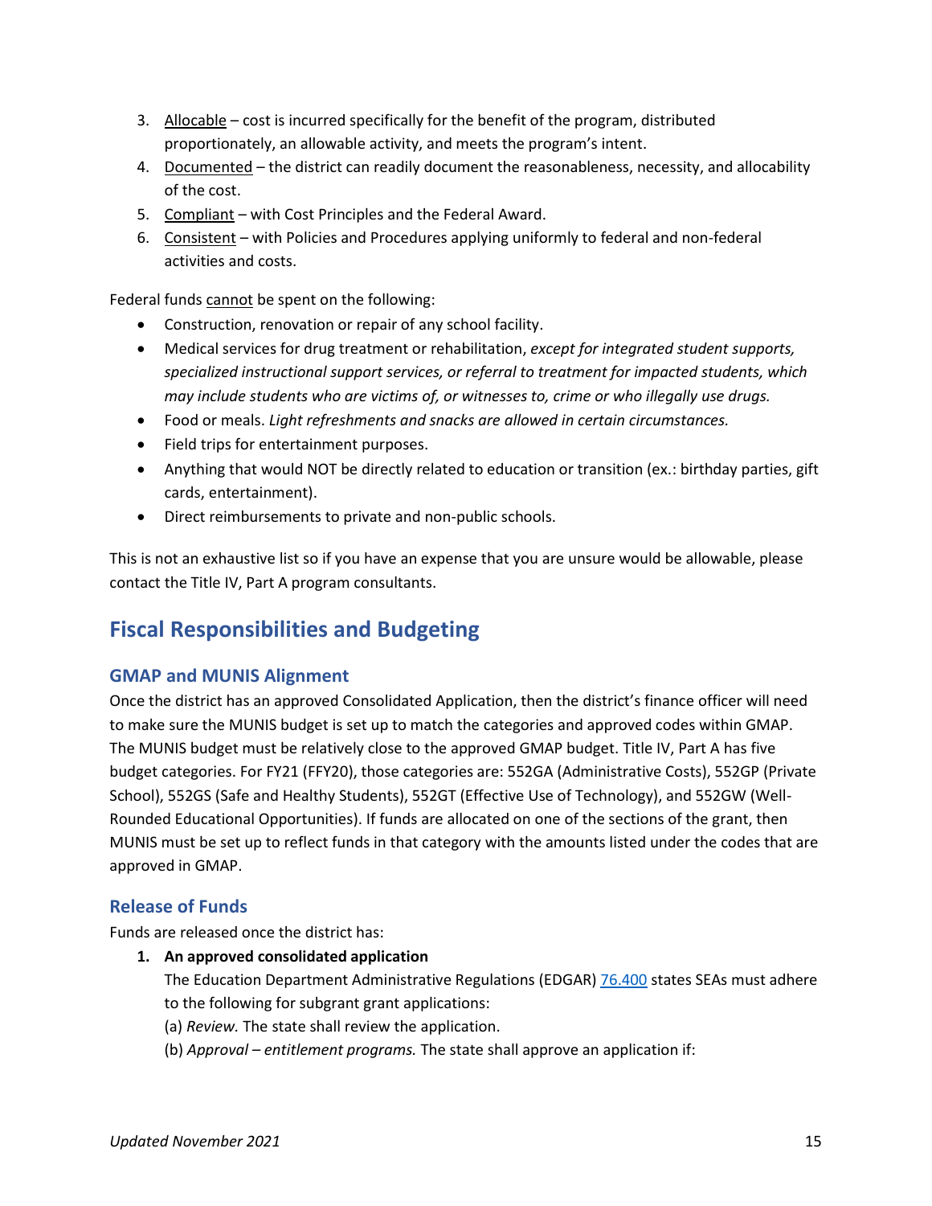3. Allocable – cost is incurred specifically for the benefit of the program, distributed proportionately, an allowable activity, and meets the program's intent.
4. Documented – the district can readily document the reasonableness, necessity, and allocability of the cost.
5. Compliant – with Cost Principles and the Federal Award.
6. Consistent – with Policies and Procedures applying uniformly to federal and non-federal activities and costs.

Federal funds cannot be spent on the following:

- Construction, renovation or repair of any school facility.
- Medical services for drug treatment or rehabilitation, *except for integrated student supports, specialized instructional support services, or referral to treatment for impacted students, which may include students who are victims of, or witnesses to, crime or who illegally use drugs.*
- Food or meals. *Light refreshments and snacks are allowed in certain circumstances.*
- Field trips for entertainment purposes.
- Anything that would NOT be directly related to education or transition (ex.: birthday parties, gift cards, entertainment).
- Direct reimbursements to private and non-public schools.

This is not an exhaustive list so if you have an expense that you are unsure would be allowable, please contact the Title IV, Part A program consultants.

## Fiscal Responsibilities and Budgeting

### GMAP and MUNIS Alignment

Once the district has an approved Consolidated Application, then the district's finance officer will need to make sure the MUNIS budget is set up to match the categories and approved codes within GMAP. The MUNIS budget must be relatively close to the approved GMAP budget. Title IV, Part A has five budget categories. For FY21 (FFY20), those categories are: 552GA (Administrative Costs), 552GP (Private School), 552GS (Safe and Healthy Students), 552GT (Effective Use of Technology), and 552GW (Well-Rounded Educational Opportunities). If funds are allocated on one of the sections of the grant, then MUNIS must be set up to reflect funds in that category with the amounts listed under the codes that are approved in GMAP.

### Release of Funds

Funds are released once the district has:

1. **An approved consolidated application**

   The Education Department Administrative Regulations (EDGAR) 76.400 states SEAs must adhere to the following for subgrant grant applications:

   (a) *Review.* The state shall review the application.

   (b) *Approval – entitlement programs.* The state shall approve an application if: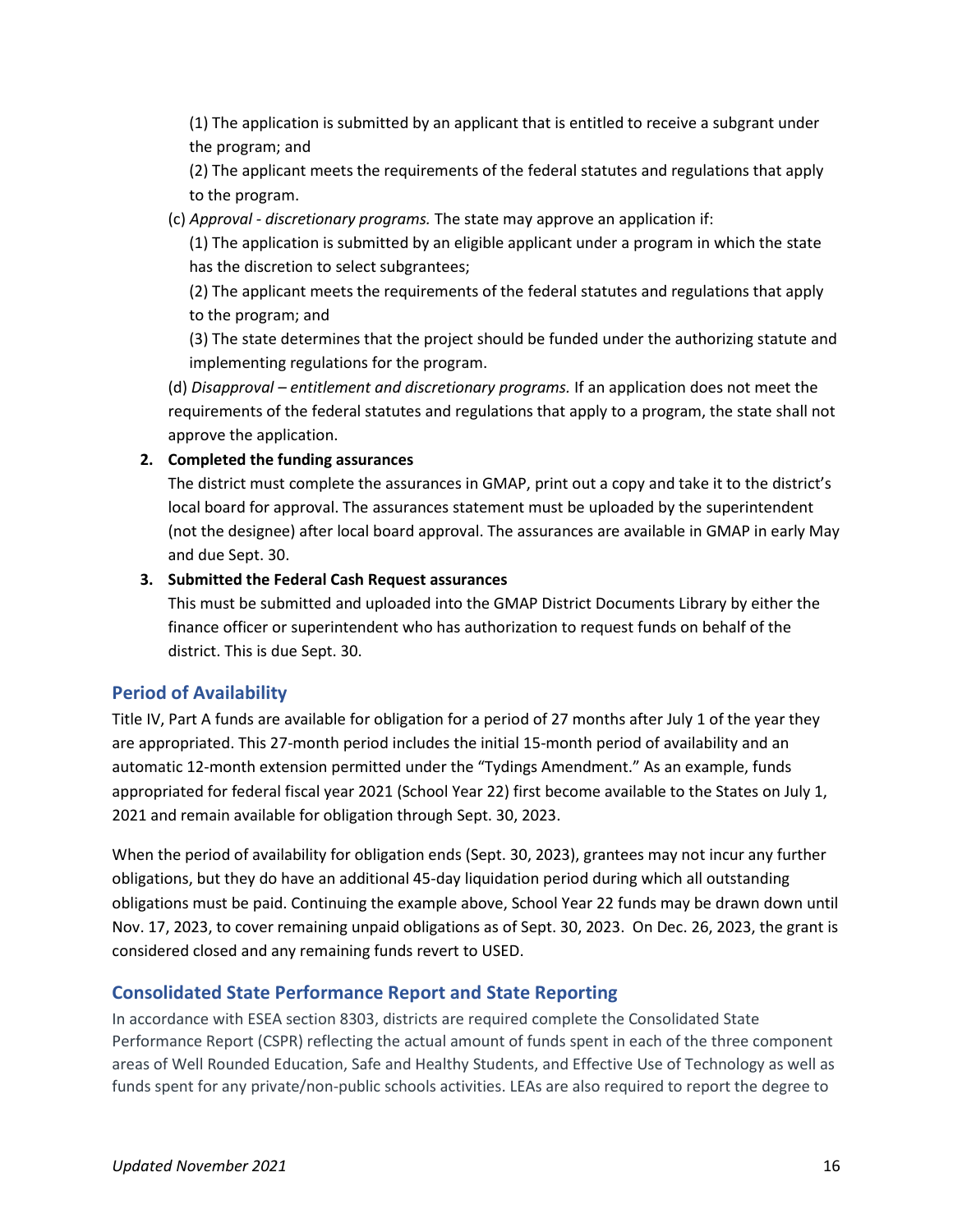(1) The application is submitted by an applicant that is entitled to receive a subgrant under the program; and

(2) The applicant meets the requirements of the federal statutes and regulations that apply to the program.

(c) *Approval - discretionary programs.* The state may approve an application if:

(1) The application is submitted by an eligible applicant under a program in which the state has the discretion to select subgrantees;

(2) The applicant meets the requirements of the federal statutes and regulations that apply to the program; and

(3) The state determines that the project should be funded under the authorizing statute and implementing regulations for the program.

(d) *Disapproval – entitlement and discretionary programs.* If an application does not meet the requirements of the federal statutes and regulations that apply to a program, the state shall not approve the application.

2. **Completed the funding assurances**
   The district must complete the assurances in GMAP, print out a copy and take it to the district's local board for approval. The assurances statement must be uploaded by the superintendent (not the designee) after local board approval. The assurances are available in GMAP in early May and due Sept. 30.

3. **Submitted the Federal Cash Request assurances**
   This must be submitted and uploaded into the GMAP District Documents Library by either the finance officer or superintendent who has authorization to request funds on behalf of the district. This is due Sept. 30.

## Period of Availability

Title IV, Part A funds are available for obligation for a period of 27 months after July 1 of the year they are appropriated. This 27-month period includes the initial 15-month period of availability and an automatic 12-month extension permitted under the "Tydings Amendment." As an example, funds appropriated for federal fiscal year 2021 (School Year 22) first become available to the States on July 1, 2021 and remain available for obligation through Sept. 30, 2023.

When the period of availability for obligation ends (Sept. 30, 2023), grantees may not incur any further obligations, but they do have an additional 45-day liquidation period during which all outstanding obligations must be paid. Continuing the example above, School Year 22 funds may be drawn down until Nov. 17, 2023, to cover remaining unpaid obligations as of Sept. 30, 2023. On Dec. 26, 2023, the grant is considered closed and any remaining funds revert to USED.

## Consolidated State Performance Report and State Reporting

In accordance with ESEA section 8303, districts are required complete the Consolidated State Performance Report (CSPR) reflecting the actual amount of funds spent in each of the three component areas of Well Rounded Education, Safe and Healthy Students, and Effective Use of Technology as well as funds spent for any private/non-public schools activities. LEAs are also required to report the degree to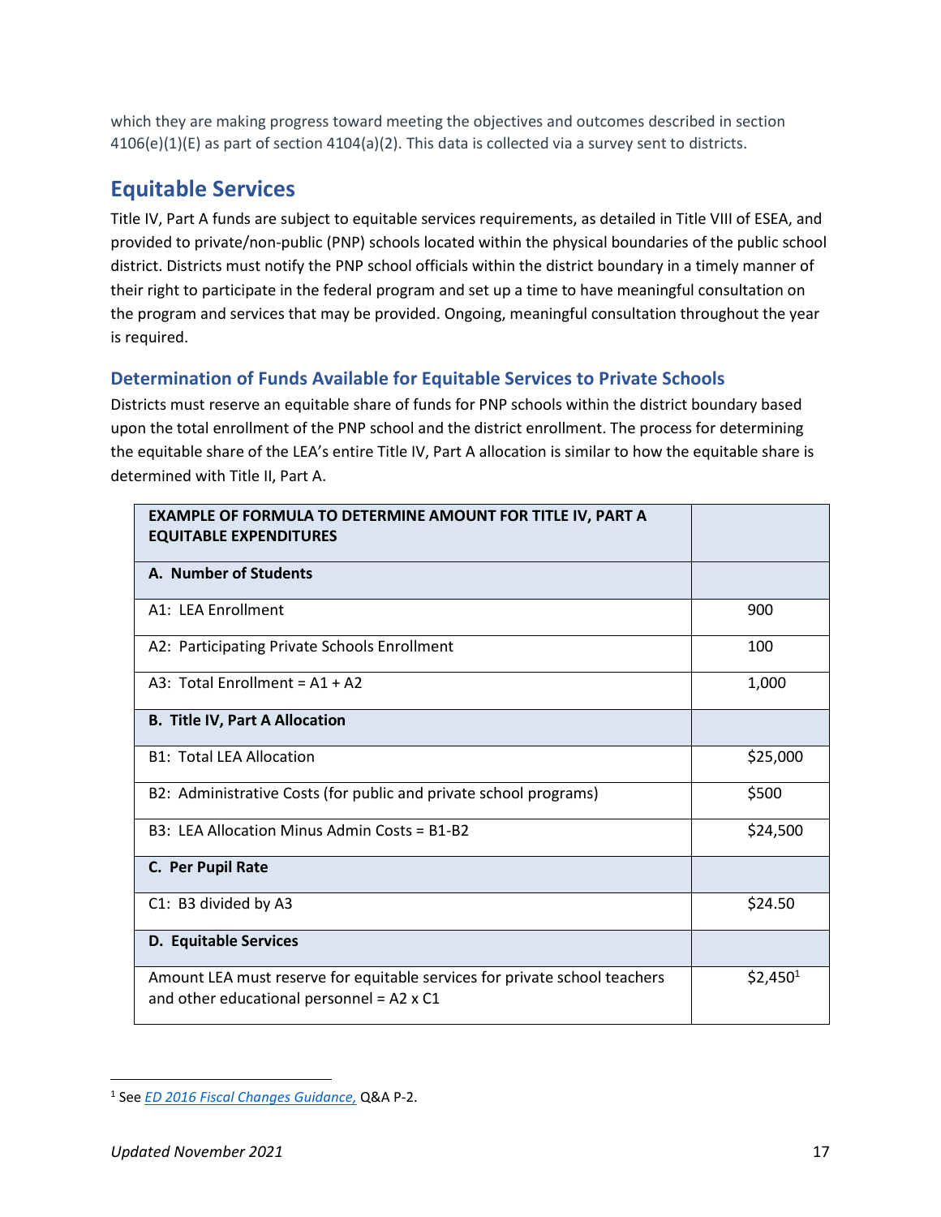which they are making progress toward meeting the objectives and outcomes described in section 4106(e)(1)(E) as part of section 4104(a)(2). This data is collected via a survey sent to districts.

## Equitable Services

Title IV, Part A funds are subject to equitable services requirements, as detailed in Title VIII of ESEA, and provided to private/non-public (PNP) schools located within the physical boundaries of the public school district. Districts must notify the PNP school officials within the district boundary in a timely manner of their right to participate in the federal program and set up a time to have meaningful consultation on the program and services that may be provided. Ongoing, meaningful consultation throughout the year is required.

### Determination of Funds Available for Equitable Services to Private Schools

Districts must reserve an equitable share of funds for PNP schools within the district boundary based upon the total enrollment of the PNP school and the district enrollment. The process for determining the equitable share of the LEA's entire Title IV, Part A allocation is similar to how the equitable share is determined with Title II, Part A.

| **EXAMPLE OF FORMULA TO DETERMINE AMOUNT FOR TITLE IV, PART A EQUITABLE EXPENDITURES** | |
|---|---|
| **A. Number of Students** | |
| A1: LEA Enrollment | 900 |
| A2: Participating Private Schools Enrollment | 100 |
| A3: Total Enrollment = A1 + A2 | 1,000 |
| **B. Title IV, Part A Allocation** | |
| B1: Total LEA Allocation | $25,000 |
| B2: Administrative Costs (for public and private school programs) | $500 |
| B3: LEA Allocation Minus Admin Costs = B1-B2 | $24,500 |
| **C. Per Pupil Rate** | |
| C1: B3 divided by A3 | $24.50 |
| **D. Equitable Services** | |
| Amount LEA must reserve for equitable services for private school teachers and other educational personnel = A2 x C1 | $2,450[1] |

[1] See *ED 2016 Fiscal Changes Guidance,* Q&A P-2.

*Updated November 2021*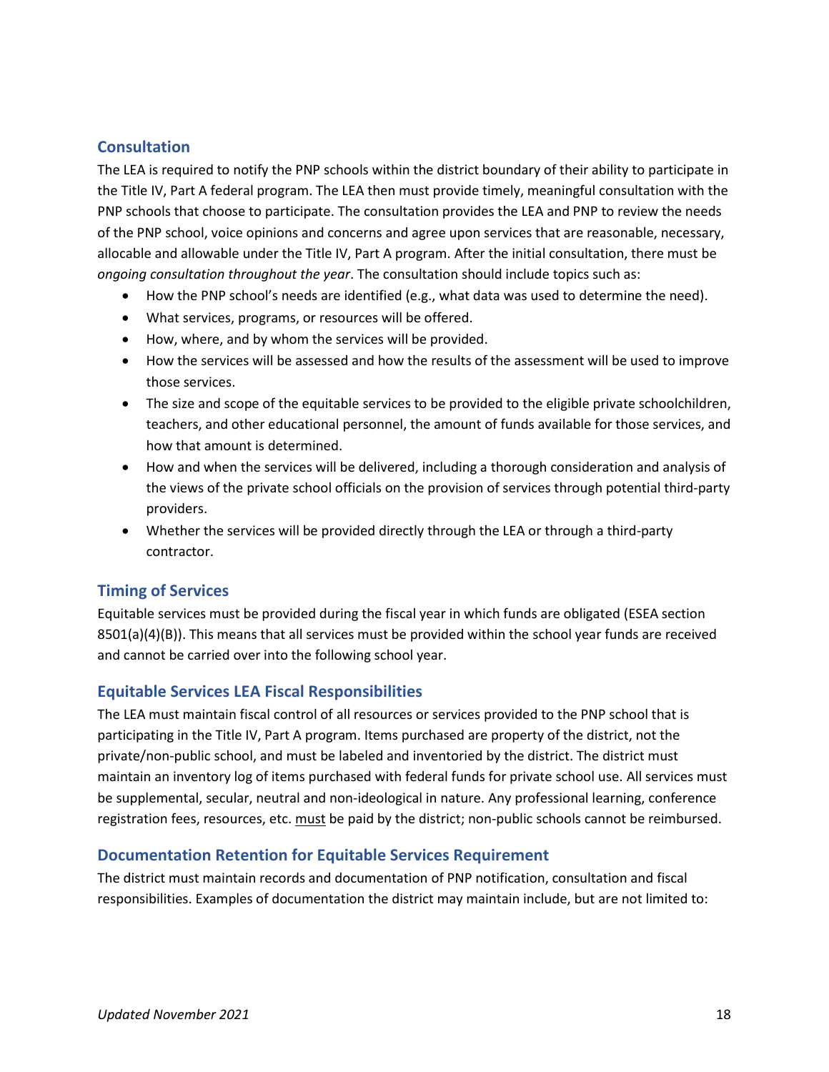## Consultation

The LEA is required to notify the PNP schools within the district boundary of their ability to participate in the Title IV, Part A federal program. The LEA then must provide timely, meaningful consultation with the PNP schools that choose to participate. The consultation provides the LEA and PNP to review the needs of the PNP school, voice opinions and concerns and agree upon services that are reasonable, necessary, allocable and allowable under the Title IV, Part A program. After the initial consultation, there must be *ongoing consultation throughout the year*. The consultation should include topics such as:

- How the PNP school's needs are identified (e.g., what data was used to determine the need).
- What services, programs, or resources will be offered.
- How, where, and by whom the services will be provided.
- How the services will be assessed and how the results of the assessment will be used to improve those services.
- The size and scope of the equitable services to be provided to the eligible private schoolchildren, teachers, and other educational personnel, the amount of funds available for those services, and how that amount is determined.
- How and when the services will be delivered, including a thorough consideration and analysis of the views of the private school officials on the provision of services through potential third-party providers.
- Whether the services will be provided directly through the LEA or through a third-party contractor.

## Timing of Services

Equitable services must be provided during the fiscal year in which funds are obligated (ESEA section 8501(a)(4)(B)). This means that all services must be provided within the school year funds are received and cannot be carried over into the following school year.

## Equitable Services LEA Fiscal Responsibilities

The LEA must maintain fiscal control of all resources or services provided to the PNP school that is participating in the Title IV, Part A program. Items purchased are property of the district, not the private/non-public school, and must be labeled and inventoried by the district. The district must maintain an inventory log of items purchased with federal funds for private school use. All services must be supplemental, secular, neutral and non-ideological in nature. Any professional learning, conference registration fees, resources, etc. <u>must</u> be paid by the district; non-public schools cannot be reimbursed.

## Documentation Retention for Equitable Services Requirement

The district must maintain records and documentation of PNP notification, consultation and fiscal responsibilities. Examples of documentation the district may maintain include, but are not limited to: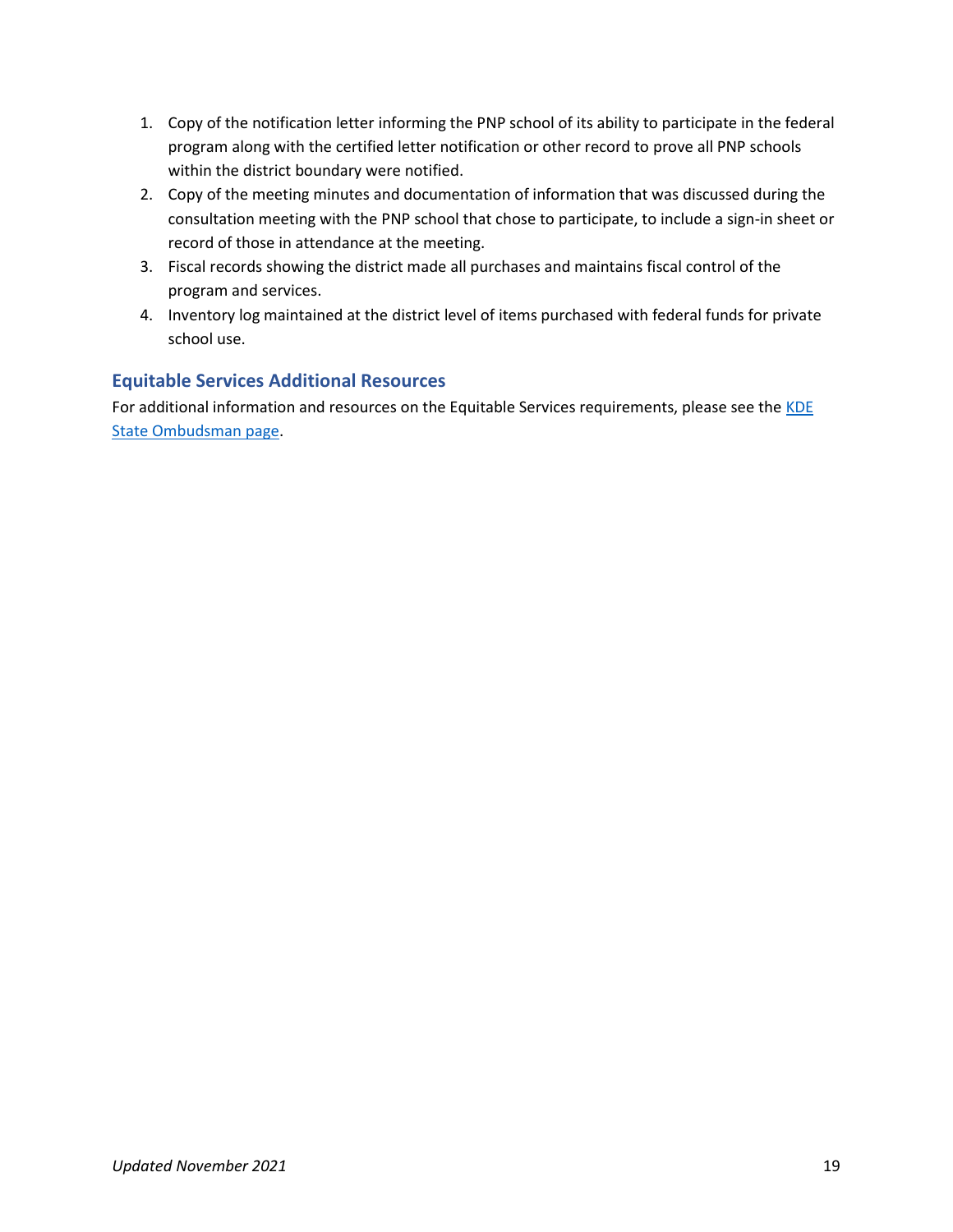1. Copy of the notification letter informing the PNP school of its ability to participate in the federal program along with the certified letter notification or other record to prove all PNP schools within the district boundary were notified.
2. Copy of the meeting minutes and documentation of information that was discussed during the consultation meeting with the PNP school that chose to participate, to include a sign-in sheet or record of those in attendance at the meeting.
3. Fiscal records showing the district made all purchases and maintains fiscal control of the program and services.
4. Inventory log maintained at the district level of items purchased with federal funds for private school use.

## Equitable Services Additional Resources

For additional information and resources on the Equitable Services requirements, please see the [KDE State Ombudsman page](KDE State Ombudsman page).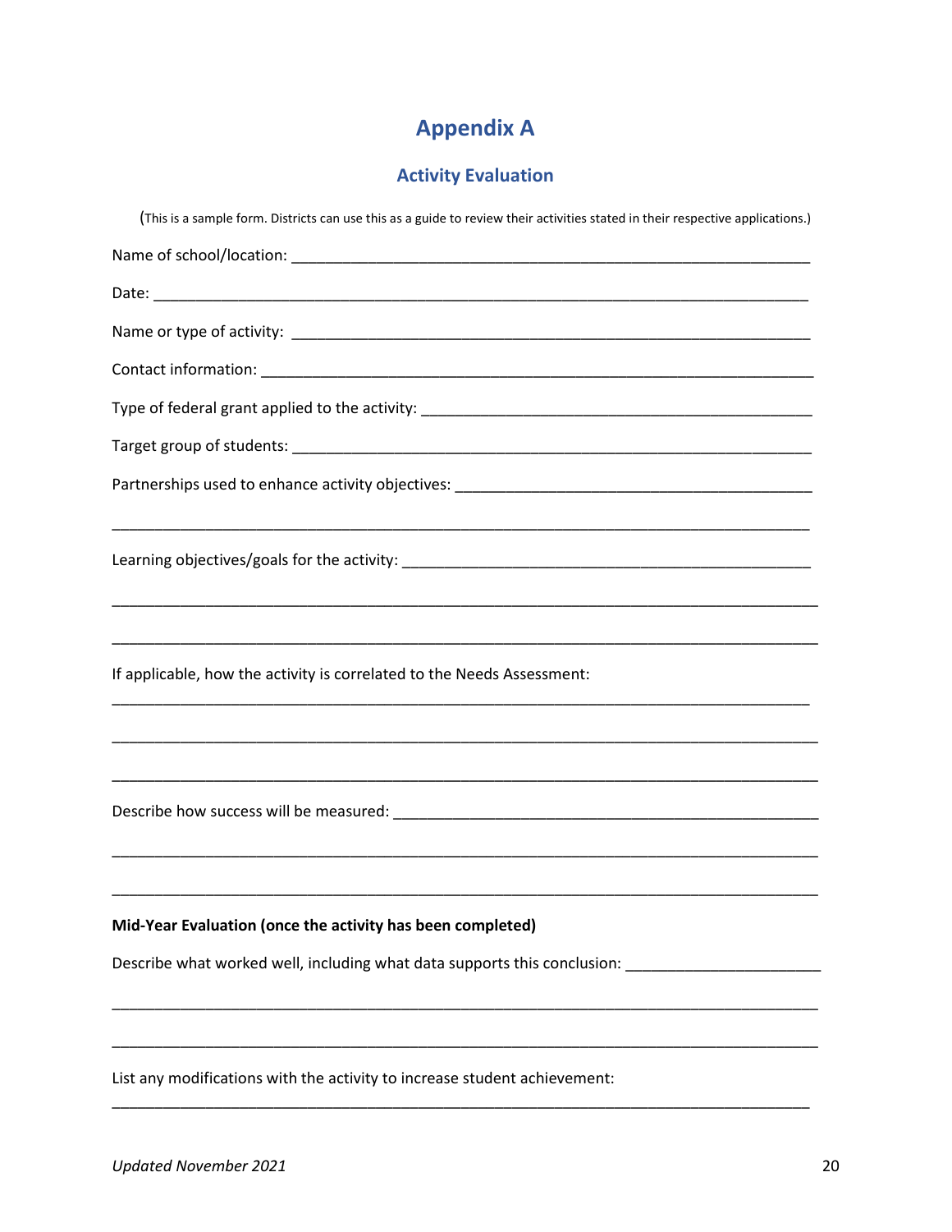# Appendix A

## Activity Evaluation

(This is a sample form. Districts can use this as a guide to review their activities stated in their respective applications.)

Name of school/location: ______________________________________________________________

Date: ___________________________________________________________________________

Name or type of activity: ______________________________________________________________

Contact information: _________________________________________________________________

Type of federal grant applied to the activity: _______________________________________________

Target group of students: ______________________________________________________________

Partnerships used to enhance activity objectives: ____________________________________________

_____________________________________________________________________________

Learning objectives/goals for the activity: _________________________________________________

_____________________________________________________________________________

_____________________________________________________________________________

If applicable, how the activity is correlated to the Needs Assessment:

_____________________________________________________________________________

_____________________________________________________________________________

_____________________________________________________________________________

Describe how success will be measured: ___________________________________________________

_____________________________________________________________________________

_____________________________________________________________________________

**Mid-Year Evaluation (once the activity has been completed)**

Describe what worked well, including what data supports this conclusion: ______________________

_____________________________________________________________________________

_____________________________________________________________________________

List any modifications with the activity to increase student achievement:

_____________________________________________________________________________

*Updated November 2021*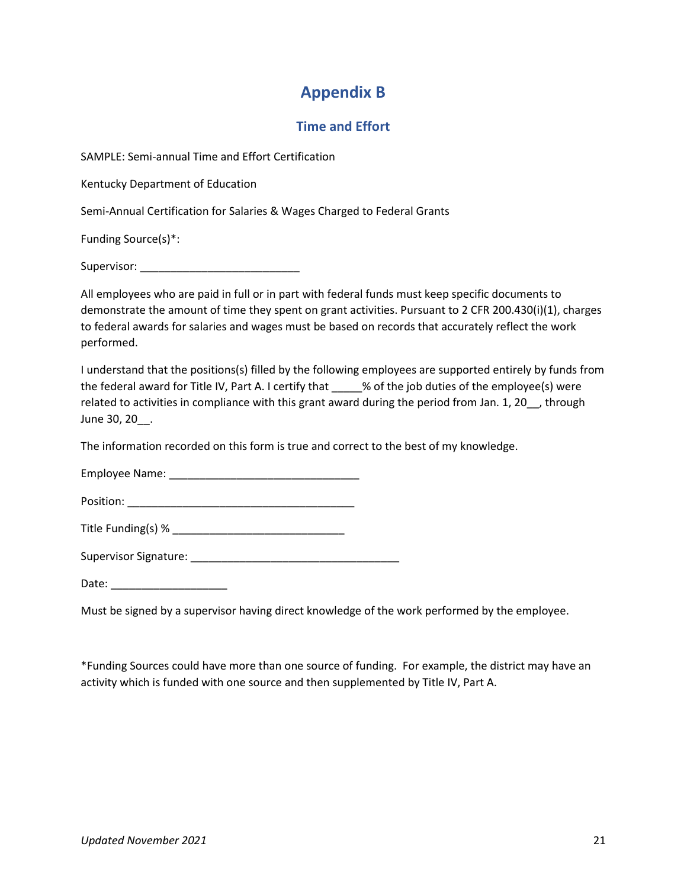# Appendix B

## Time and Effort

SAMPLE: Semi-annual Time and Effort Certification

Kentucky Department of Education

Semi-Annual Certification for Salaries & Wages Charged to Federal Grants

Funding Source(s)*:

Supervisor: __________________________

All employees who are paid in full or in part with federal funds must keep specific documents to demonstrate the amount of time they spent on grant activities. Pursuant to 2 CFR 200.430(i)(1), charges to federal awards for salaries and wages must be based on records that accurately reflect the work performed.

I understand that the positions(s) filled by the following employees are supported entirely by funds from the federal award for Title IV, Part A. I certify that _____% of the job duties of the employee(s) were related to activities in compliance with this grant award during the period from Jan. 1, 20__, through June 30, 20__.

The information recorded on this form is true and correct to the best of my knowledge.

Employee Name: _______________________________

Position: _____________________________________

Title Funding(s) % ____________________________

Supervisor Signature: __________________________________

Date: ___________________

Must be signed by a supervisor having direct knowledge of the work performed by the employee.

*Funding Sources could have more than one source of funding. For example, the district may have an activity which is funded with one source and then supplemented by Title IV, Part A.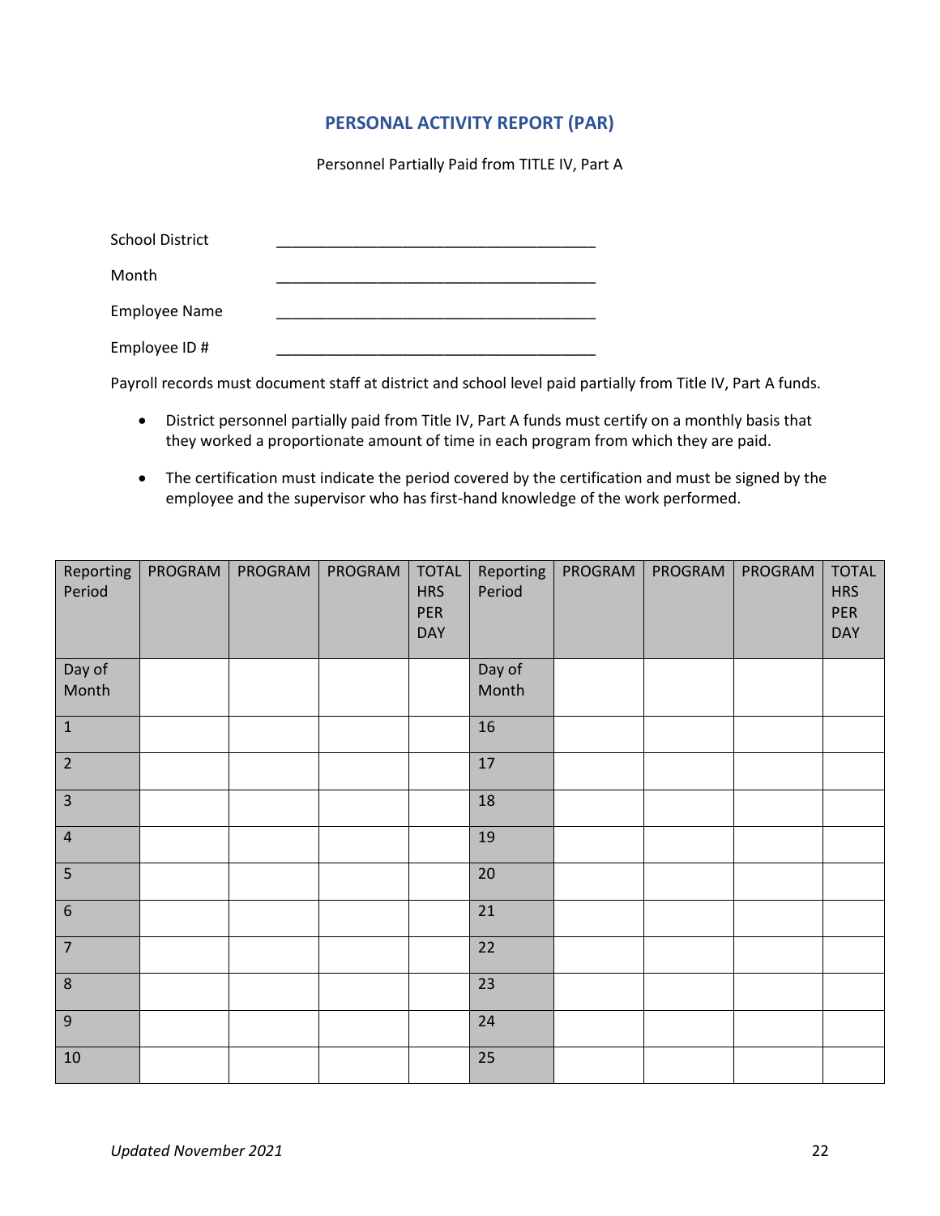## PERSONAL ACTIVITY REPORT (PAR)

Personnel Partially Paid from TITLE IV, Part A

School District ______________________________________

Month ______________________________________

Employee Name ______________________________________

Employee ID # ______________________________________

Payroll records must document staff at district and school level paid partially from Title IV, Part A funds.

- District personnel partially paid from Title IV, Part A funds must certify on a monthly basis that they worked a proportionate amount of time in each program from which they are paid.
- The certification must indicate the period covered by the certification and must be signed by the employee and the supervisor who has first-hand knowledge of the work performed.

| Reporting Period | PROGRAM | PROGRAM | PROGRAM | TOTAL HRS PER DAY | Reporting Period | PROGRAM | PROGRAM | PROGRAM | TOTAL HRS PER DAY |
|---|---|---|---|---|---|---|---|---|---|
| Day of Month | | | | | Day of Month | | | | |
| 1 | | | | | 16 | | | | |
| 2 | | | | | 17 | | | | |
| 3 | | | | | 18 | | | | |
| 4 | | | | | 19 | | | | |
| 5 | | | | | 20 | | | | |
| 6 | | | | | 21 | | | | |
| 7 | | | | | 22 | | | | |
| 8 | | | | | 23 | | | | |
| 9 | | | | | 24 | | | | |
| 10 | | | | | 25 | | | | |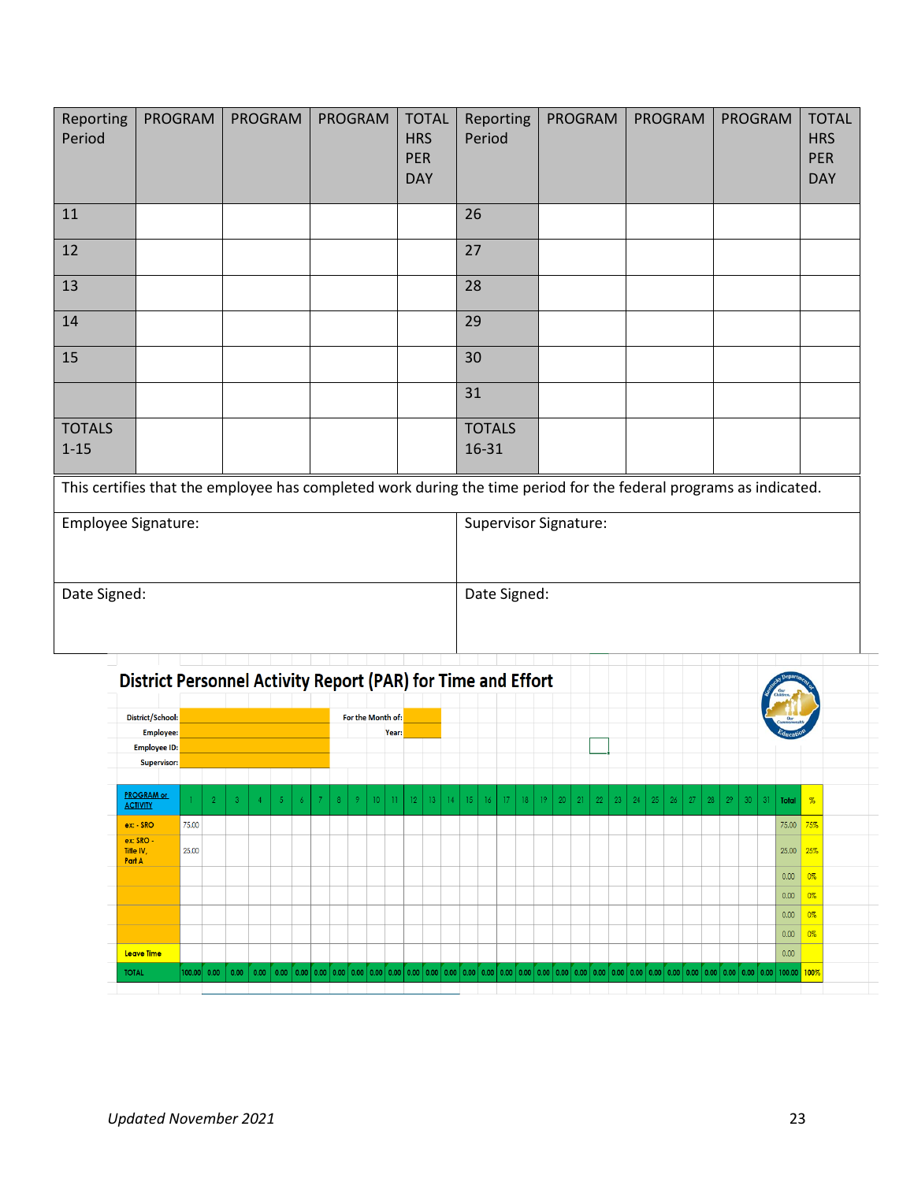| Reporting Period | PROGRAM | PROGRAM | PROGRAM | TOTAL HRS PER DAY | Reporting Period | PROGRAM | PROGRAM | PROGRAM | TOTAL HRS PER DAY |
|---|---|---|---|---|---|---|---|---|---|
| 11 | | | | | 26 | | | | |
| 12 | | | | | 27 | | | | |
| 13 | | | | | 28 | | | | |
| 14 | | | | | 29 | | | | |
| 15 | | | | | 30 | | | | |
| | | | | | 31 | | | | |
| TOTALS 1-15 | | | | | TOTALS 16-31 | | | | |

This certifies that the employee has completed work during the time period for the federal programs as indicated.

| Employee Signature: | Supervisor Signature: |
|---|---|
| Date Signed: | Date Signed: |

## District Personnel Activity Report (PAR) for Time and Effort

District/School:

Employee:

Employee ID:

Supervisor:

For the Month of:

Year:

| PROGRAM or ACTIVITY | 1 | 2 | 3 | 4 | 5 | 6 | 7 | 8 | 9 | 10 | 11 | 12 | 13 | 14 | 15 | 16 | 17 | 18 | 19 | 20 | 21 | 22 | 23 | 24 | 25 | 26 | 27 | 28 | 29 | 30 | 31 | Total | % |
|---|---|---|---|---|---|---|---|---|---|---|---|---|---|---|---|---|---|---|---|---|---|---|---|---|---|---|---|---|---|---|---|---|---|
| ex: - SRO | 75.00 | | | | | | | | | | | | | | | | | | | | | | | | | | | | | | | 75.00 | 75% |
| ex: SRO - Title IV, Part A | 25.00 | | | | | | | | | | | | | | | | | | | | | | | | | | | | | | | 25.00 | 25% |
| | | | | | | | | | | | | | | | | | | | | | | | | | | | | | | | | 0.00 | 0% |
| | | | | | | | | | | | | | | | | | | | | | | | | | | | | | | | | 0.00 | 0% |
| | | | | | | | | | | | | | | | | | | | | | | | | | | | | | | | | 0.00 | 0% |
| | | | | | | | | | | | | | | | | | | | | | | | | | | | | | | | | 0.00 | 0% |
| Leave Time | | | | | | | | | | | | | | | | | | | | | | | | | | | | | | | | 0.00 | |
| TOTAL | 100.00 | 0.00 | 0.00 | 0.00 | 0.00 | 0.00 | 0.00 | 0.00 | 0.00 | 0.00 | 0.00 | 0.00 | 0.00 | 0.00 | 0.00 | 0.00 | 0.00 | 0.00 | 0.00 | 0.00 | 0.00 | 0.00 | 0.00 | 0.00 | 0.00 | 0.00 | 0.00 | 0.00 | 0.00 | 0.00 | 0.00 | 100.00 | 100% |

*Updated November 2021*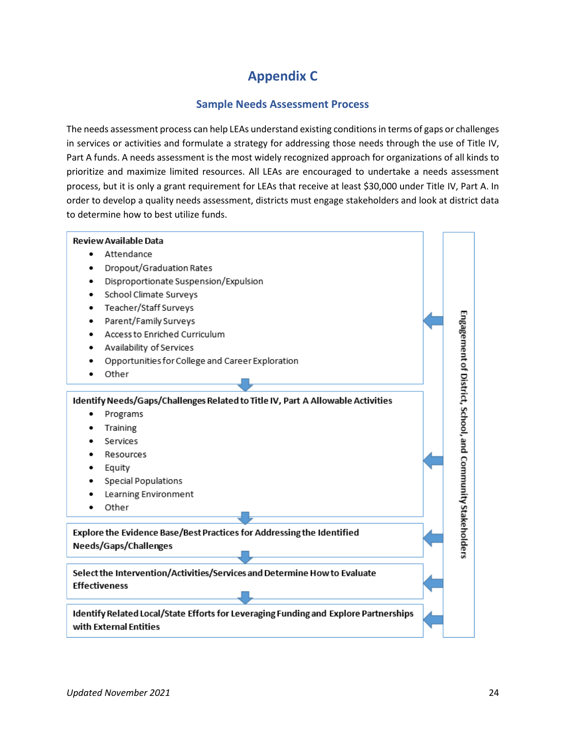# Appendix C

## Sample Needs Assessment Process

The needs assessment process can help LEAs understand existing conditions in terms of gaps or challenges in services or activities and formulate a strategy for addressing those needs through the use of Title IV, Part A funds. A needs assessment is the most widely recognized approach for organizations of all kinds to prioritize and maximize limited resources. All LEAs are encouraged to undertake a needs assessment process, but it is only a grant requirement for LEAs that receive at least $30,000 under Title IV, Part A. In order to develop a quality needs assessment, districts must engage stakeholders and look at district data to determine how to best utilize funds.

**Review Available Data**

- Attendance
- Dropout/Graduation Rates
- Disproportionate Suspension/Expulsion
- School Climate Surveys
- Teacher/Staff Surveys
- Parent/Family Surveys
- Access to Enriched Curriculum
- Availability of Services
- Opportunities for College and Career Exploration
- Other

**Identify Needs/Gaps/Challenges Related to Title IV, Part A Allowable Activities**

- Programs
- Training
- Services
- Resources
- Equity
- Special Populations
- Learning Environment
- Other

**Explore the Evidence Base/Best Practices for Addressing the Identified Needs/Gaps/Challenges**

**Select the Intervention/Activities/Services and Determine How to Evaluate Effectiveness**

**Identify Related Local/State Efforts for Leveraging Funding and Explore Partnerships with External Entities**

**Engagement of District, School, and Community Stakeholders**

*Updated November 2021*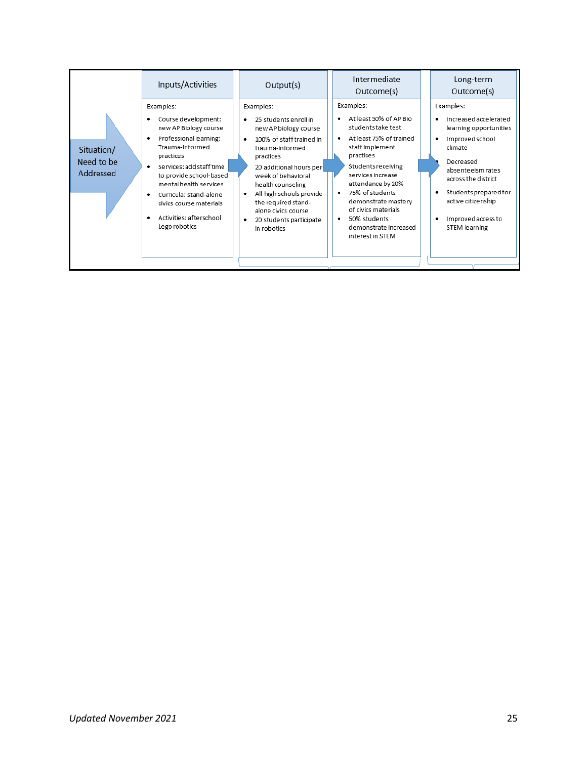| Situation/ Need to be Addressed | Inputs/Activities | Output(s) | Intermediate Outcome(s) | Long-term Outcome(s) |
|---|---|---|---|---|
| | Examples:<br>• Course development: new AP Biology course<br>• Professional learning: Trauma-informed practices<br>• Services: add staff time to provide school-based mental health services<br>• Curricula: stand-alone civics course materials<br>• Activities: afterschool Lego robotics | Examples:<br>• 25 students enroll in new AP biology course<br>• 100% of staff trained in trauma-informed practices<br>• 20 additional hours per week of behavioral health counseling<br>• All high schools provide the required stand-alone civics course<br>• 20 students participate in robotics | Examples:<br>• At least 50% of AP Bio students take test<br>• At least 75% of trained staff implement practices<br>• Students receiving services increase attendance by 20%<br>• 75% of students demonstrate mastery of civics materials<br>• 50% students demonstrate increased interest in STEM | Examples:<br>• Increased accelerated learning opportunities<br>• Improved school climate<br>• Decreased absenteeism rates across the district<br>• Students prepared for active citizenship<br>• Improved access to STEM learning |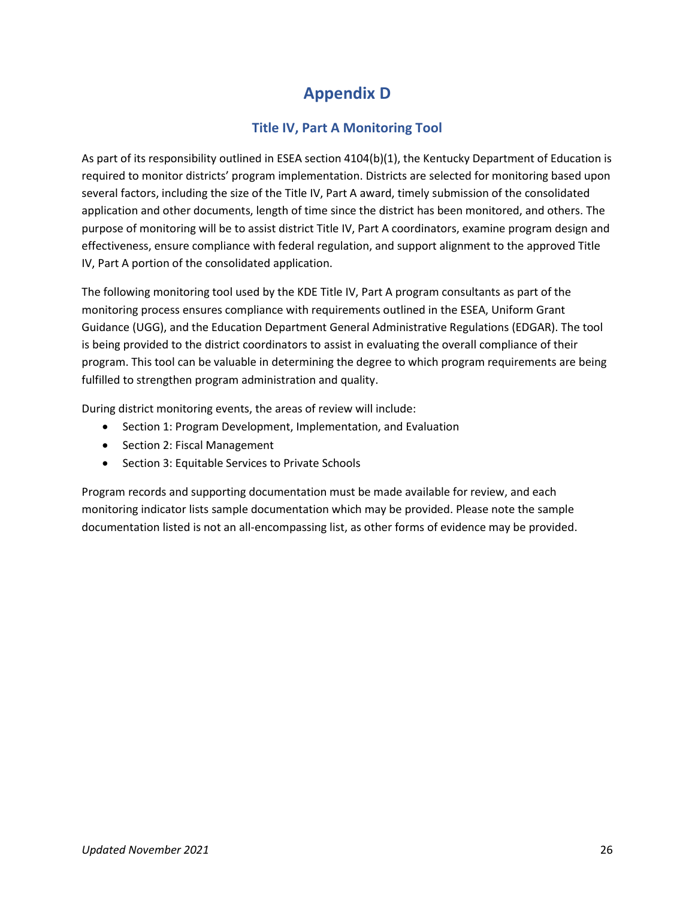# Appendix D

## Title IV, Part A Monitoring Tool

As part of its responsibility outlined in ESEA section 4104(b)(1), the Kentucky Department of Education is required to monitor districts' program implementation. Districts are selected for monitoring based upon several factors, including the size of the Title IV, Part A award, timely submission of the consolidated application and other documents, length of time since the district has been monitored, and others. The purpose of monitoring will be to assist district Title IV, Part A coordinators, examine program design and effectiveness, ensure compliance with federal regulation, and support alignment to the approved Title IV, Part A portion of the consolidated application.

The following monitoring tool used by the KDE Title IV, Part A program consultants as part of the monitoring process ensures compliance with requirements outlined in the ESEA, Uniform Grant Guidance (UGG), and the Education Department General Administrative Regulations (EDGAR). The tool is being provided to the district coordinators to assist in evaluating the overall compliance of their program. This tool can be valuable in determining the degree to which program requirements are being fulfilled to strengthen program administration and quality.

During district monitoring events, the areas of review will include:

- Section 1: Program Development, Implementation, and Evaluation
- Section 2: Fiscal Management
- Section 3: Equitable Services to Private Schools

Program records and supporting documentation must be made available for review, and each monitoring indicator lists sample documentation which may be provided. Please note the sample documentation listed is not an all-encompassing list, as other forms of evidence may be provided.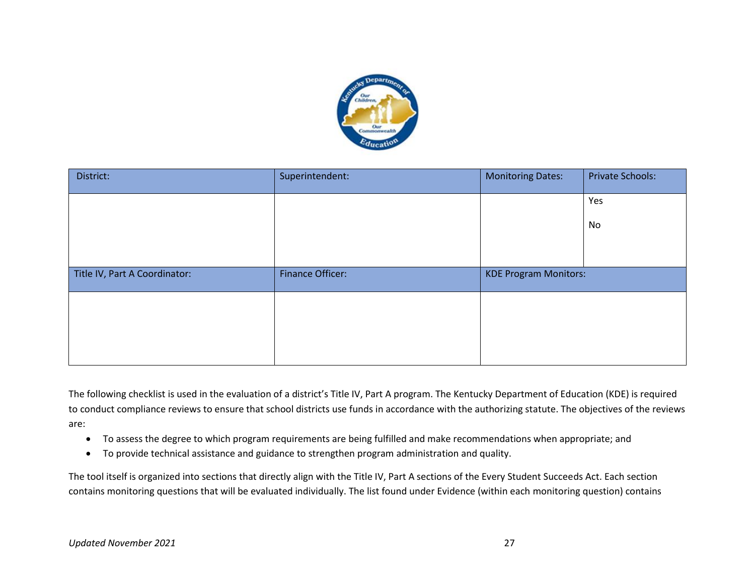| District: | Superintendent: | Monitoring Dates: | Private Schools: |
|---|---|---|---|
| | | | Yes<br><br>No |
| **Title IV, Part A Coordinator:** | **Finance Officer:** | **KDE Program Monitors:** | |
| | | | |

The following checklist is used in the evaluation of a district's Title IV, Part A program. The Kentucky Department of Education (KDE) is required to conduct compliance reviews to ensure that school districts use funds in accordance with the authorizing statute. The objectives of the reviews are:

- To assess the degree to which program requirements are being fulfilled and make recommendations when appropriate; and
- To provide technical assistance and guidance to strengthen program administration and quality.

The tool itself is organized into sections that directly align with the Title IV, Part A sections of the Every Student Succeeds Act. Each section contains monitoring questions that will be evaluated individually. The list found under Evidence (within each monitoring question) contains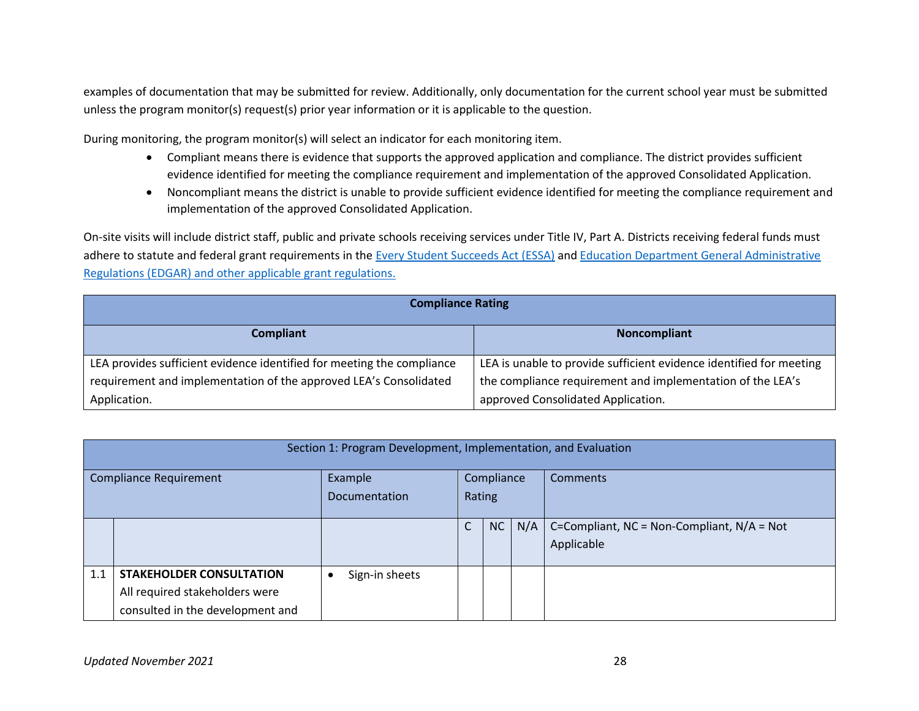examples of documentation that may be submitted for review. Additionally, only documentation for the current school year must be submitted unless the program monitor(s) request(s) prior year information or it is applicable to the question.

During monitoring, the program monitor(s) will select an indicator for each monitoring item.

- Compliant means there is evidence that supports the approved application and compliance. The district provides sufficient evidence identified for meeting the compliance requirement and implementation of the approved Consolidated Application.
- Noncompliant means the district is unable to provide sufficient evidence identified for meeting the compliance requirement and implementation of the approved Consolidated Application.

On-site visits will include district staff, public and private schools receiving services under Title IV, Part A. Districts receiving federal funds must adhere to statute and federal grant requirements in the [Every Student Succeeds Act (ESSA)]() and [Education Department General Administrative Regulations (EDGAR) and other applicable grant regulations.]()

| Compliance Rating | |
|---|---|
| **Compliant** | **Noncompliant** |
| LEA provides sufficient evidence identified for meeting the compliance requirement and implementation of the approved LEA's Consolidated Application. | LEA is unable to provide sufficient evidence identified for meeting the compliance requirement and implementation of the LEA's approved Consolidated Application. |

| Section 1: Program Development, Implementation, and Evaluation | | | | | | |
|---|---|---|---|---|---|---|
| Compliance Requirement | | Example Documentation | Compliance Rating | | | Comments |
| | | | C | NC | N/A | C=Compliant, NC = Non-Compliant, N/A = Not Applicable |
| 1.1 | **STAKEHOLDER CONSULTATION** All required stakeholders were consulted in the development and | • Sign-in sheets | | | | |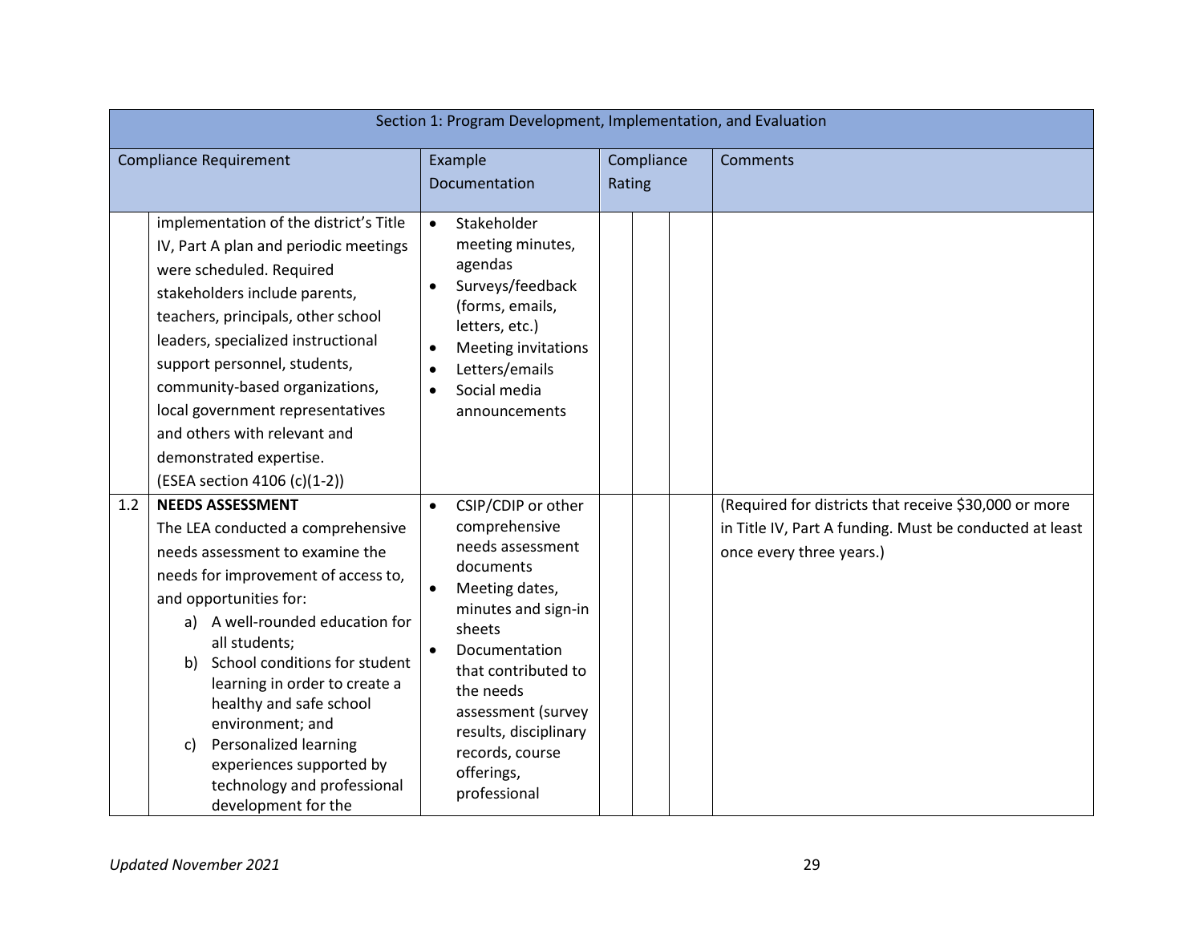| Section 1: Program Development, Implementation, and Evaluation | | | | | | | |
|---|---|---|---|---|---|---|---|
| Compliance Requirement | | Example Documentation | Compliance Rating | | | Comments |
| | implementation of the district's Title IV, Part A plan and periodic meetings were scheduled. Required stakeholders include parents, teachers, principals, other school leaders, specialized instructional support personnel, students, community-based organizations, local government representatives and others with relevant and demonstrated expertise.<br>(ESEA section 4106 (c)(1-2)) | • Stakeholder meeting minutes, agendas<br>• Surveys/feedback (forms, emails, letters, etc.)<br>• Meeting invitations<br>• Letters/emails<br>• Social media announcements | | | | |
| 1.2 | **NEEDS ASSESSMENT**<br>The LEA conducted a comprehensive needs assessment to examine the needs for improvement of access to, and opportunities for:<br>a) A well-rounded education for all students;<br>b) School conditions for student learning in order to create a healthy and safe school environment; and<br>c) Personalized learning experiences supported by technology and professional development for the | • CSIP/CDIP or other comprehensive needs assessment documents<br>• Meeting dates, minutes and sign-in sheets<br>• Documentation that contributed to the needs assessment (survey results, disciplinary records, course offerings, professional | | | | (Required for districts that receive $30,000 or more in Title IV, Part A funding. Must be conducted at least once every three years.) |

*Updated November 2021*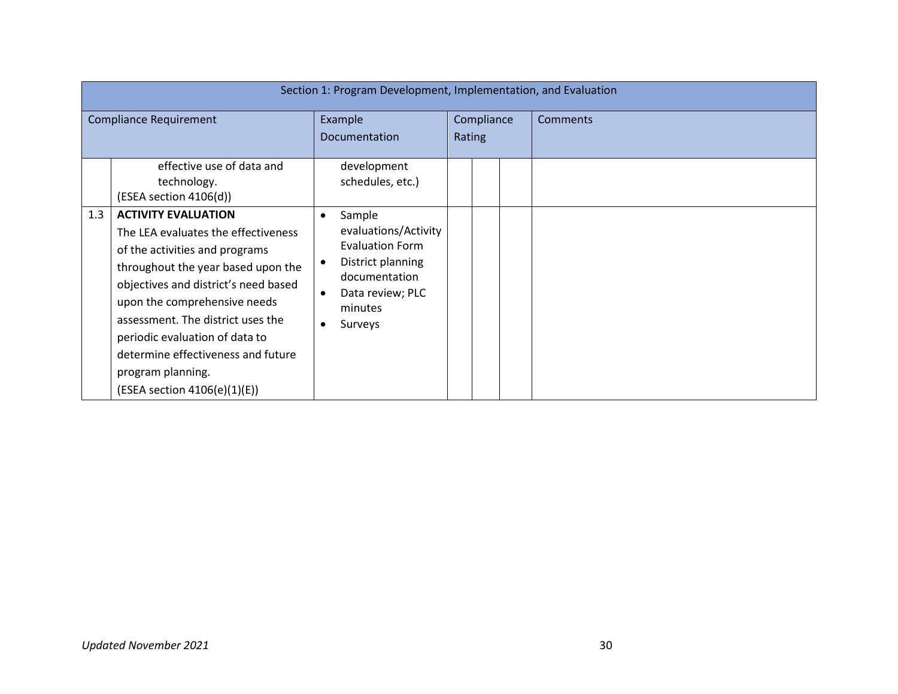| Section 1: Program Development, Implementation, and Evaluation | | | | | | |
|---|---|---|---|---|---|---|
| Compliance Requirement | | Example Documentation | Compliance Rating | | | Comments |
| | effective use of data and technology.<br>(ESEA section 4106(d)) | development schedules, etc.) | | | | |
| 1.3 | **ACTIVITY EVALUATION**<br>The LEA evaluates the effectiveness of the activities and programs throughout the year based upon the objectives and district's need based upon the comprehensive needs assessment. The district uses the periodic evaluation of data to determine effectiveness and future program planning.<br>(ESEA section 4106(e)(1)(E)) | • Sample evaluations/Activity Evaluation Form<br>• District planning documentation<br>• Data review; PLC minutes<br>• Surveys | | | | |

*Updated November 2021*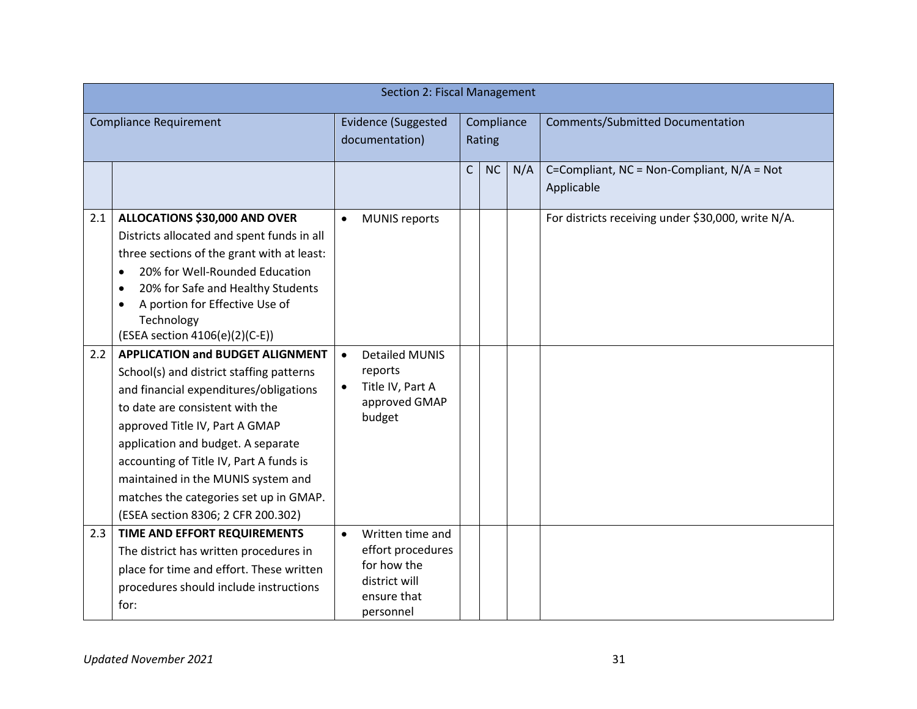| Section 2: Fiscal Management | | | | | | |
|---|---|---|---|---|---|---|
| Compliance Requirement | | Evidence (Suggested documentation) | Compliance Rating | | | Comments/Submitted Documentation |
| | | | C | NC | N/A | C=Compliant, NC = Non-Compliant, N/A = Not Applicable |
| 2.1 | **ALLOCATIONS $30,000 AND OVER** Districts allocated and spent funds in all three sections of the grant with at least: <br>• 20% for Well-Rounded Education <br>• 20% for Safe and Healthy Students <br>• A portion for Effective Use of Technology <br>(ESEA section 4106(e)(2)(C-E)) | • MUNIS reports | | | | For districts receiving under $30,000, write N/A. |
| 2.2 | **APPLICATION and BUDGET ALIGNMENT** School(s) and district staffing patterns and financial expenditures/obligations to date are consistent with the approved Title IV, Part A GMAP application and budget. A separate accounting of Title IV, Part A funds is maintained in the MUNIS system and matches the categories set up in GMAP. (ESEA section 8306; 2 CFR 200.302) | • Detailed MUNIS reports <br>• Title IV, Part A approved GMAP budget | | | | |
| 2.3 | **TIME AND EFFORT REQUIREMENTS** The district has written procedures in place for time and effort. These written procedures should include instructions for: | • Written time and effort procedures for how the district will ensure that personnel | | | | |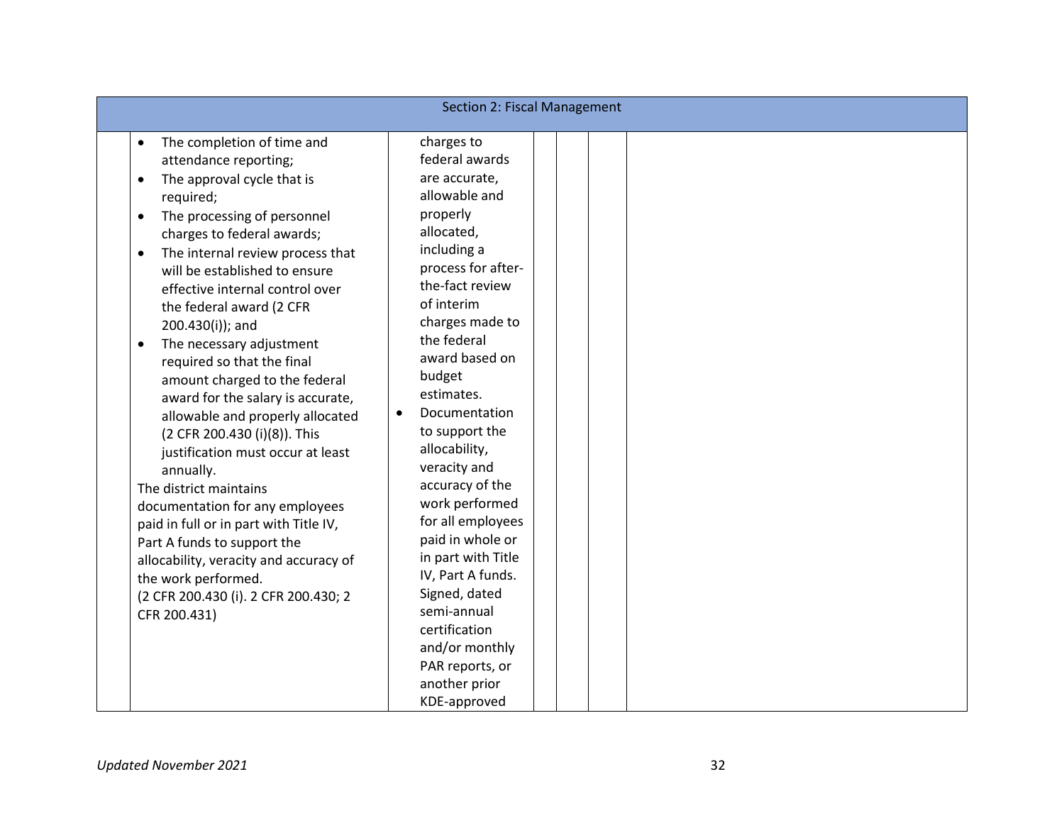| Section 2: Fiscal Management | | | | | | |
|---|---|---|---|---|---|---|
| | • The completion of time and attendance reporting;<br>• The approval cycle that is required;<br>• The processing of personnel charges to federal awards;<br>• The internal review process that will be established to ensure effective internal control over the federal award (2 CFR 200.430(i)); and<br>• The necessary adjustment required so that the final amount charged to the federal award for the salary is accurate, allowable and properly allocated (2 CFR 200.430 (i)(8)). This justification must occur at least annually.<br>The district maintains documentation for any employees paid in full or in part with Title IV, Part A funds to support the allocability, veracity and accuracy of the work performed.<br>(2 CFR 200.430 (i). 2 CFR 200.430; 2 CFR 200.431) | charges to federal awards are accurate, allowable and properly allocated, including a process for after-the-fact review of interim charges made to the federal award based on budget estimates.<br>• Documentation to support the allocability, veracity and accuracy of the work performed for all employees paid in whole or in part with Title IV, Part A funds. Signed, dated semi-annual certification and/or monthly PAR reports, or another prior KDE-approved | | | | |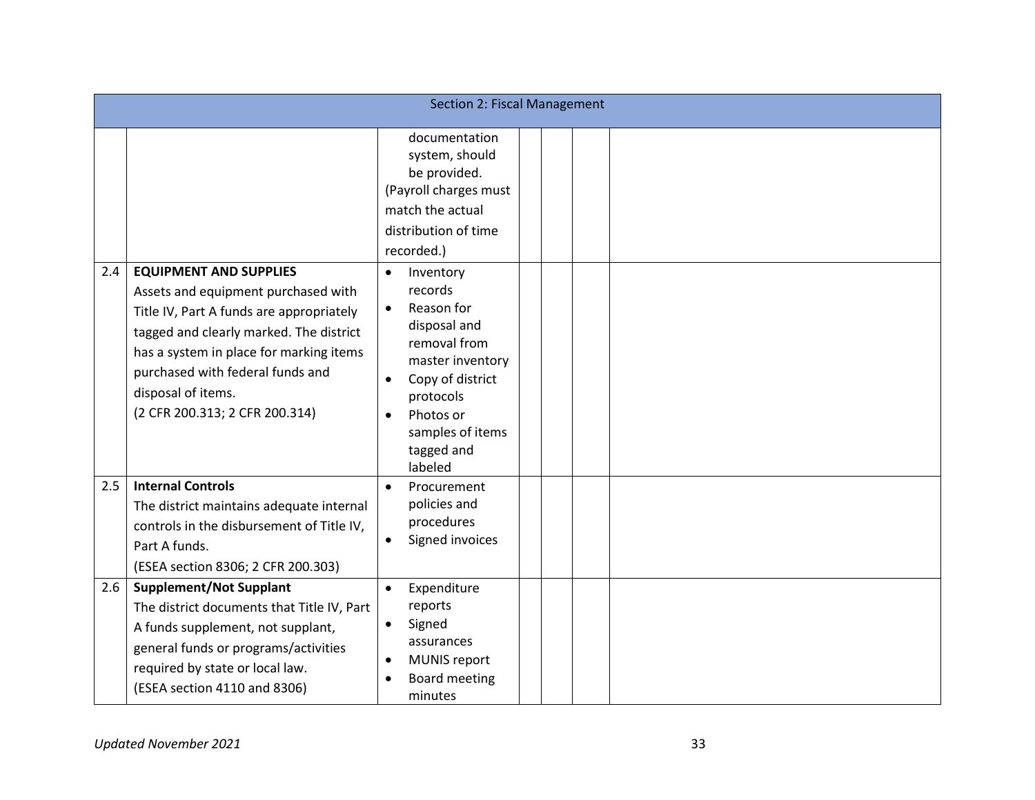| Section 2: Fiscal Management | | | | | | |
|---|---|---|---|---|---|---|
| | | documentation system, should be provided.<br>(Payroll charges must match the actual distribution of time recorded.) | | | | |
| 2.4 | **EQUIPMENT AND SUPPLIES**<br>Assets and equipment purchased with Title IV, Part A funds are appropriately tagged and clearly marked. The district has a system in place for marking items purchased with federal funds and disposal of items.<br>(2 CFR 200.313; 2 CFR 200.314) | • Inventory records<br>• Reason for disposal and removal from master inventory<br>• Copy of district protocols<br>• Photos or samples of items tagged and labeled | | | | |
| 2.5 | **Internal Controls**<br>The district maintains adequate internal controls in the disbursement of Title IV, Part A funds.<br>(ESEA section 8306; 2 CFR 200.303) | • Procurement policies and procedures<br>• Signed invoices | | | | |
| 2.6 | **Supplement/Not Supplant**<br>The district documents that Title IV, Part A funds supplement, not supplant, general funds or programs/activities required by state or local law.<br>(ESEA section 4110 and 8306) | • Expenditure reports<br>• Signed assurances<br>• MUNIS report<br>• Board meeting minutes | | | | |

*Updated November 2021*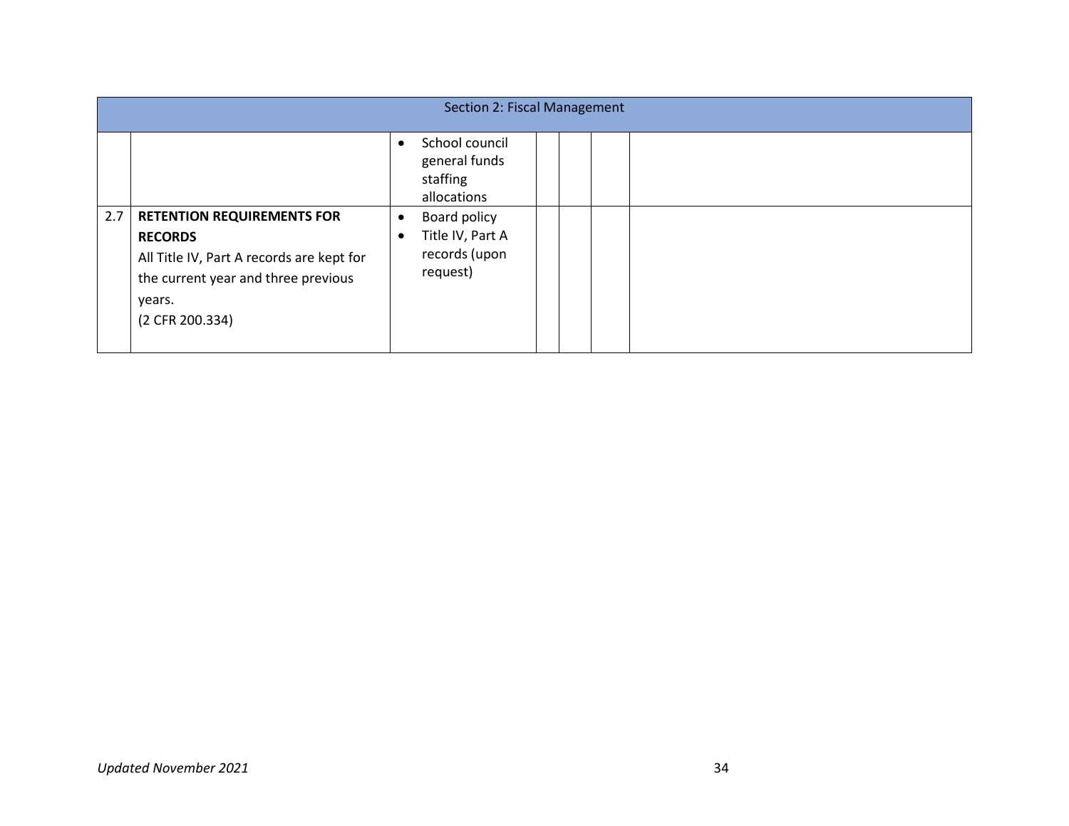| Section 2: Fiscal Management | | | | | | |
|---|---|---|---|---|---|---|
| | | • School council general funds staffing allocations | | | | |
| 2.7 | **RETENTION REQUIREMENTS FOR RECORDS**<br>All Title IV, Part A records are kept for the current year and three previous years.<br>(2 CFR 200.334) | • Board policy<br>• Title IV, Part A records (upon request) | | | | |

*Updated November 2021*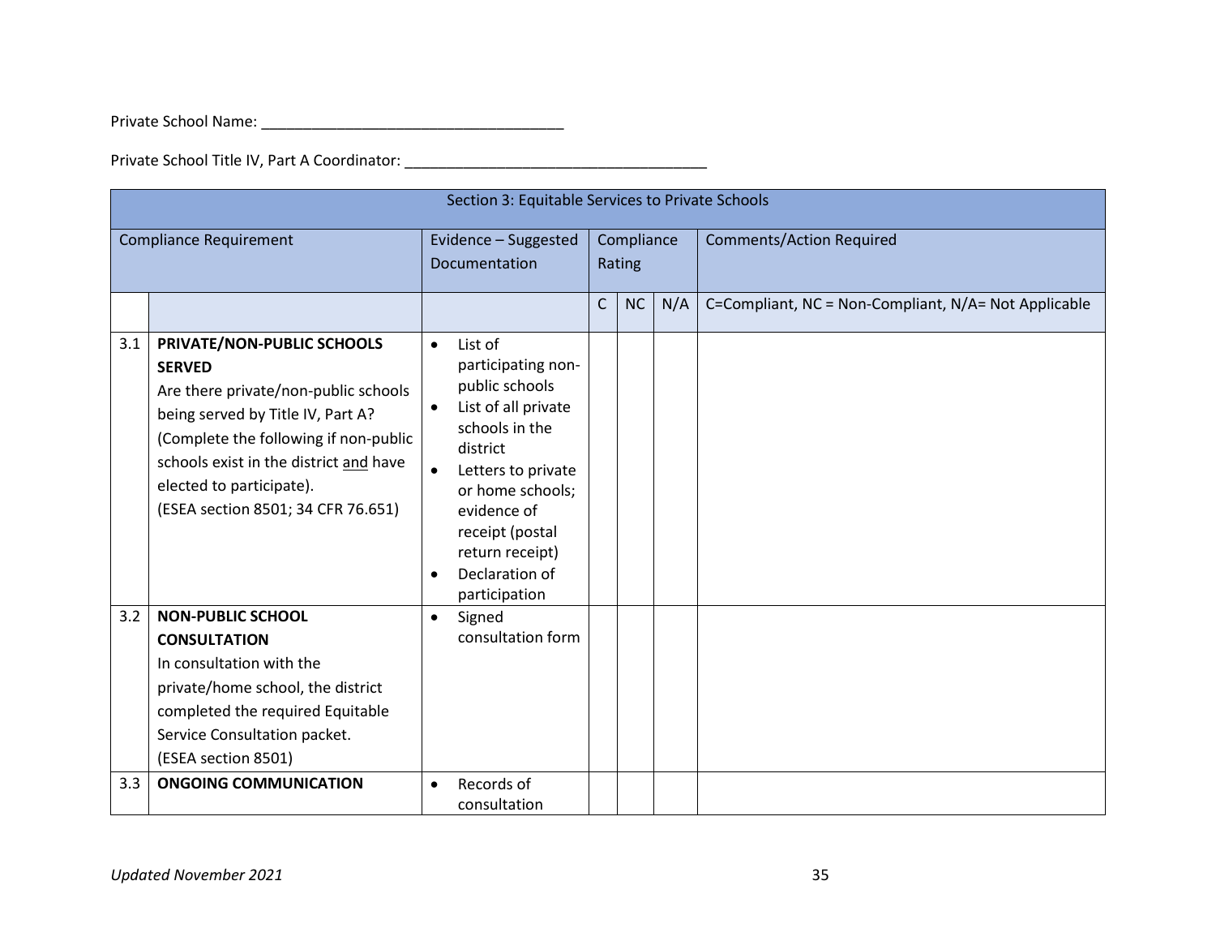Private School Name: ___________________________________

Private School Title IV, Part A Coordinator: ___________________________________

| Section 3: Equitable Services to Private Schools | | | | | | |
|---|---|---|---|---|---|---|
| Compliance Requirement | | Evidence – Suggested Documentation | Compliance Rating | | | Comments/Action Required |
| | | | C | NC | N/A | C=Compliant, NC = Non-Compliant, N/A= Not Applicable |
| 3.1 | **PRIVATE/NON-PUBLIC SCHOOLS SERVED**<br>Are there private/non-public schools being served by Title IV, Part A? (Complete the following if non-public schools exist in the district <u>and</u> have elected to participate).<br>(ESEA section 8501; 34 CFR 76.651) | • List of participating non-public schools<br>• List of all private schools in the district<br>• Letters to private or home schools; evidence of receipt (postal return receipt)<br>• Declaration of participation | | | | |
| 3.2 | **NON-PUBLIC SCHOOL CONSULTATION**<br>In consultation with the private/home school, the district completed the required Equitable Service Consultation packet.<br>(ESEA section 8501) | • Signed consultation form | | | | |
| 3.3 | **ONGOING COMMUNICATION** | • Records of consultation | | | | |

*Updated November 2021*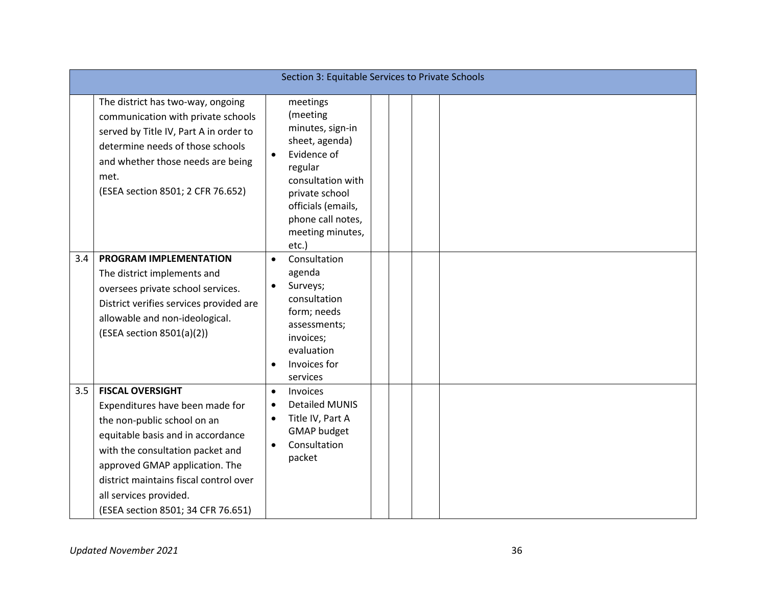| Section 3: Equitable Services to Private Schools | | | | | | |
|---|---|---|---|---|---|---|
| | The district has two-way, ongoing communication with private schools served by Title IV, Part A in order to determine needs of those schools and whether those needs are being met.<br>(ESEA section 8501; 2 CFR 76.652) | meetings (meeting minutes, sign-in sheet, agenda)<br>• Evidence of regular consultation with private school officials (emails, phone call notes, meeting minutes, etc.) | | | | |
| 3.4 | **PROGRAM IMPLEMENTATION**<br>The district implements and oversees private school services. District verifies services provided are allowable and non-ideological.<br>(ESEA section 8501(a)(2)) | • Consultation agenda<br>• Surveys; consultation form; needs assessments; invoices; evaluation<br>• Invoices for services | | | | |
| 3.5 | **FISCAL OVERSIGHT**<br>Expenditures have been made for the non-public school on an equitable basis and in accordance with the consultation packet and approved GMAP application. The district maintains fiscal control over all services provided.<br>(ESEA section 8501; 34 CFR 76.651) | • Invoices<br>• Detailed MUNIS<br>• Title IV, Part A GMAP budget<br>• Consultation packet | | | | |

*Updated November 2021*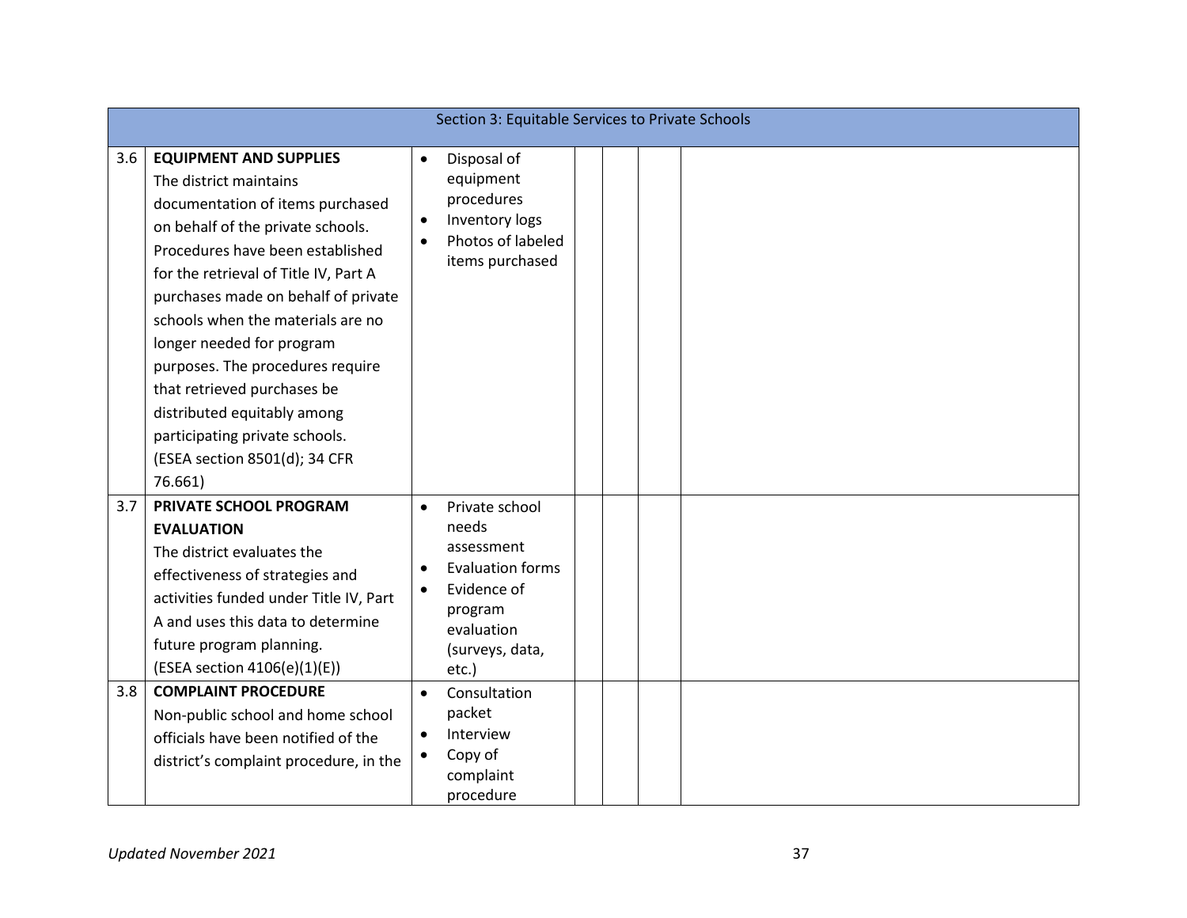| Section 3: Equitable Services to Private Schools | | | | | | |
|---|---|---|---|---|---|---|
| 3.6 | **EQUIPMENT AND SUPPLIES**<br>The district maintains documentation of items purchased on behalf of the private schools. Procedures have been established for the retrieval of Title IV, Part A purchases made on behalf of private schools when the materials are no longer needed for program purposes. The procedures require that retrieved purchases be distributed equitably among participating private schools.<br>(ESEA section 8501(d); 34 CFR 76.661) | • Disposal of equipment procedures<br>• Inventory logs<br>• Photos of labeled items purchased | | | | |
| 3.7 | **PRIVATE SCHOOL PROGRAM EVALUATION**<br>The district evaluates the effectiveness of strategies and activities funded under Title IV, Part A and uses this data to determine future program planning.<br>(ESEA section 4106(e)(1)(E)) | • Private school needs assessment<br>• Evaluation forms<br>• Evidence of program evaluation (surveys, data, etc.) | | | | |
| 3.8 | **COMPLAINT PROCEDURE**<br>Non-public school and home school officials have been notified of the district's complaint procedure, in the | • Consultation packet<br>• Interview<br>• Copy of complaint procedure | | | | |

*Updated November 2021*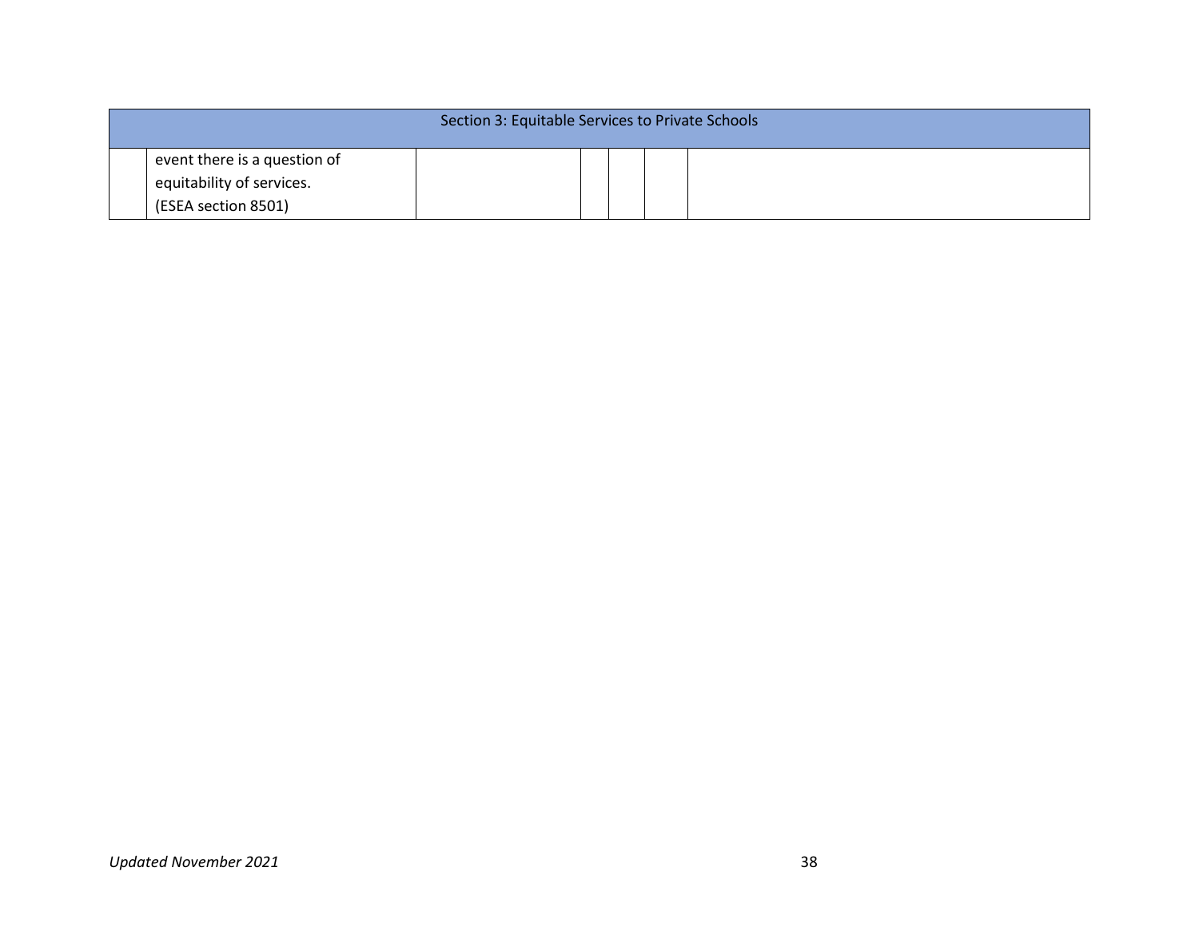| Section 3: Equitable Services to Private Schools | | | | | |
|---|---|---|---|---|---|
| | event there is a question of equitability of services. (ESEA section 8501) | | | | | |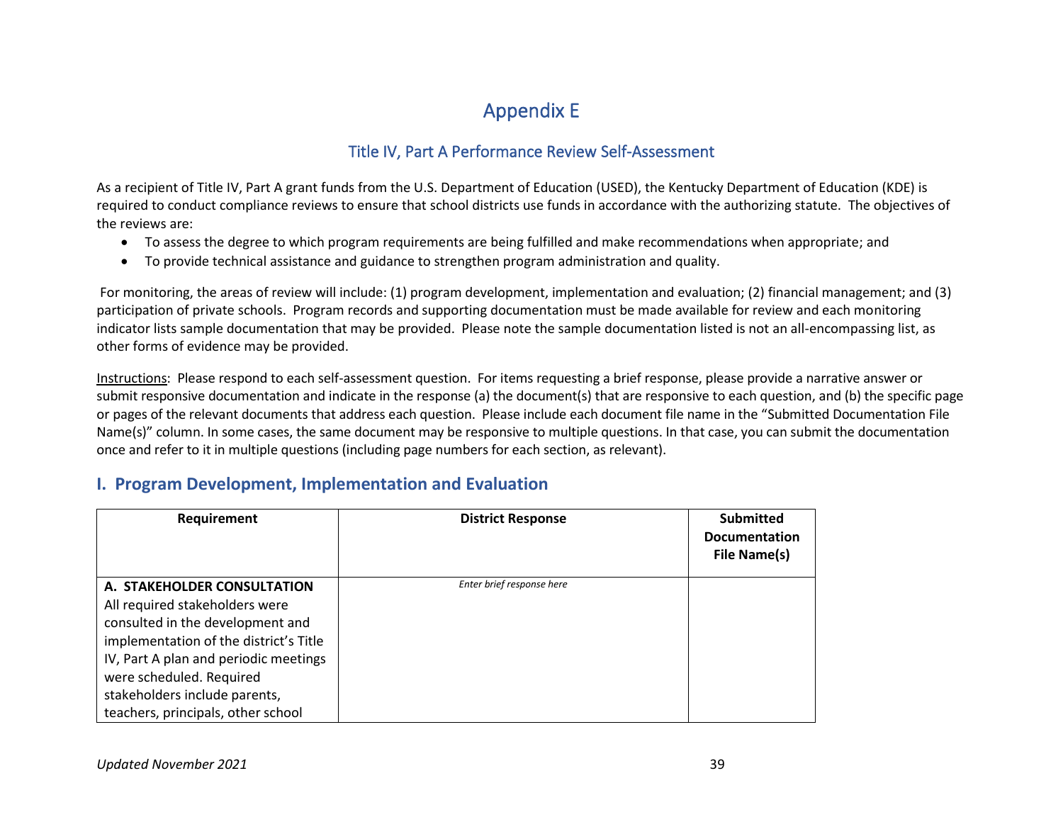# Appendix E

## Title IV, Part A Performance Review Self-Assessment

As a recipient of Title IV, Part A grant funds from the U.S. Department of Education (USED), the Kentucky Department of Education (KDE) is required to conduct compliance reviews to ensure that school districts use funds in accordance with the authorizing statute. The objectives of the reviews are:

- To assess the degree to which program requirements are being fulfilled and make recommendations when appropriate; and
- To provide technical assistance and guidance to strengthen program administration and quality.

For monitoring, the areas of review will include: (1) program development, implementation and evaluation; (2) financial management; and (3) participation of private schools. Program records and supporting documentation must be made available for review and each monitoring indicator lists sample documentation that may be provided. Please note the sample documentation listed is not an all-encompassing list, as other forms of evidence may be provided.

Instructions: Please respond to each self-assessment question. For items requesting a brief response, please provide a narrative answer or submit responsive documentation and indicate in the response (a) the document(s) that are responsive to each question, and (b) the specific page or pages of the relevant documents that address each question. Please include each document file name in the "Submitted Documentation File Name(s)" column. In some cases, the same document may be responsive to multiple questions. In that case, you can submit the documentation once and refer to it in multiple questions (including page numbers for each section, as relevant).

## I. Program Development, Implementation and Evaluation

| Requirement | District Response | Submitted Documentation File Name(s) |
|---|---|---|
| **A. STAKEHOLDER CONSULTATION** All required stakeholders were consulted in the development and implementation of the district's Title IV, Part A plan and periodic meetings were scheduled. Required stakeholders include parents, teachers, principals, other school | *Enter brief response here* | |

*Updated November 2021*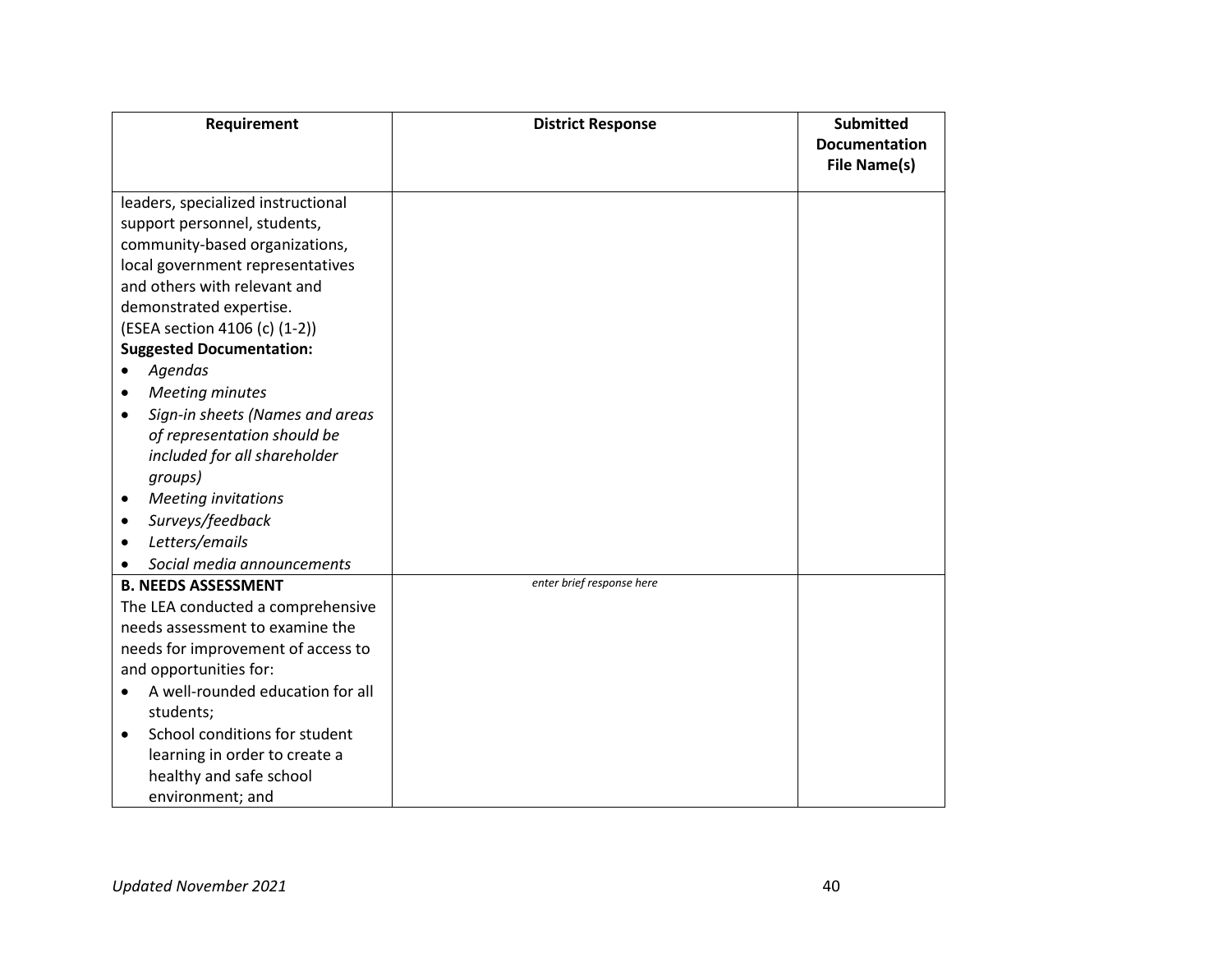| Requirement | District Response | Submitted Documentation File Name(s) |
|---|---|---|
| leaders, specialized instructional support personnel, students, community-based organizations, local government representatives and others with relevant and demonstrated expertise.<br>(ESEA section 4106 (c) (1-2))<br>**Suggested Documentation:**<br>• *Agendas*<br>• *Meeting minutes*<br>• *Sign-in sheets (Names and areas of representation should be included for all shareholder groups)*<br>• *Meeting invitations*<br>• *Surveys/feedback*<br>• *Letters/emails*<br>• *Social media announcements* | | |
| **B. NEEDS ASSESSMENT**<br>The LEA conducted a comprehensive needs assessment to examine the needs for improvement of access to and opportunities for:<br>• A well-rounded education for all students;<br>• School conditions for student learning in order to create a healthy and safe school environment; and | *enter brief response here* | |

*Updated November 2021*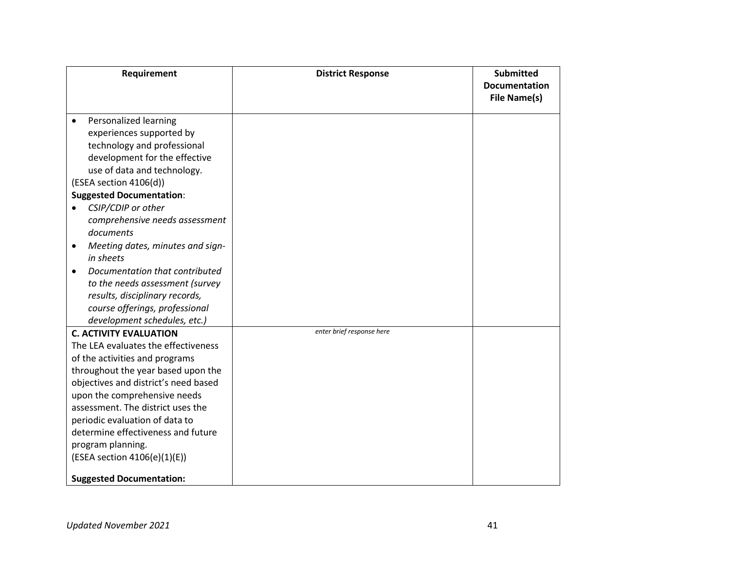| Requirement | District Response | Submitted Documentation File Name(s) |
|---|---|---|
| • Personalized learning experiences supported by technology and professional development for the effective use of data and technology.<br>(ESEA section 4106(d))<br>**Suggested Documentation**:<br>• *CSIP/CDIP or other comprehensive needs assessment documents*<br>• *Meeting dates, minutes and sign-in sheets*<br>• *Documentation that contributed to the needs assessment (survey results, disciplinary records, course offerings, professional development schedules, etc.)* | | |
| **C. ACTIVITY EVALUATION**<br>The LEA evaluates the effectiveness of the activities and programs throughout the year based upon the objectives and district's need based upon the comprehensive needs assessment. The district uses the periodic evaluation of data to determine effectiveness and future program planning.<br>(ESEA section 4106(e)(1)(E))<br><br>**Suggested Documentation:** | *enter brief response here* | |

*Updated November 2021*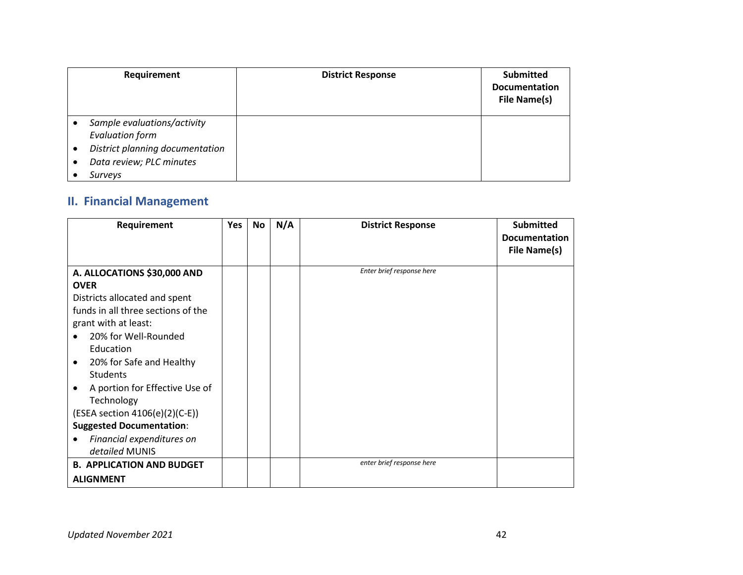| Requirement | District Response | Submitted Documentation File Name(s) |
|---|---|---|
| • *Sample evaluations/activity Evaluation form*<br>• *District planning documentation*<br>• *Data review; PLC minutes*<br>• *Surveys* | | |

## II. Financial Management

| Requirement | Yes | No | N/A | District Response | Submitted Documentation File Name(s) |
|---|---|---|---|---|---|
| **A. ALLOCATIONS $30,000 AND OVER**<br>Districts allocated and spent funds in all three sections of the grant with at least:<br>• 20% for Well-Rounded Education<br>• 20% for Safe and Healthy Students<br>• A portion for Effective Use of Technology<br>(ESEA section 4106(e)(2)(C-E))<br>**Suggested Documentation**:<br>• *Financial expenditures on detailed* MUNIS | | | | *Enter brief response here* | |
| **B. APPLICATION AND BUDGET ALIGNMENT** | | | | *enter brief response here* | |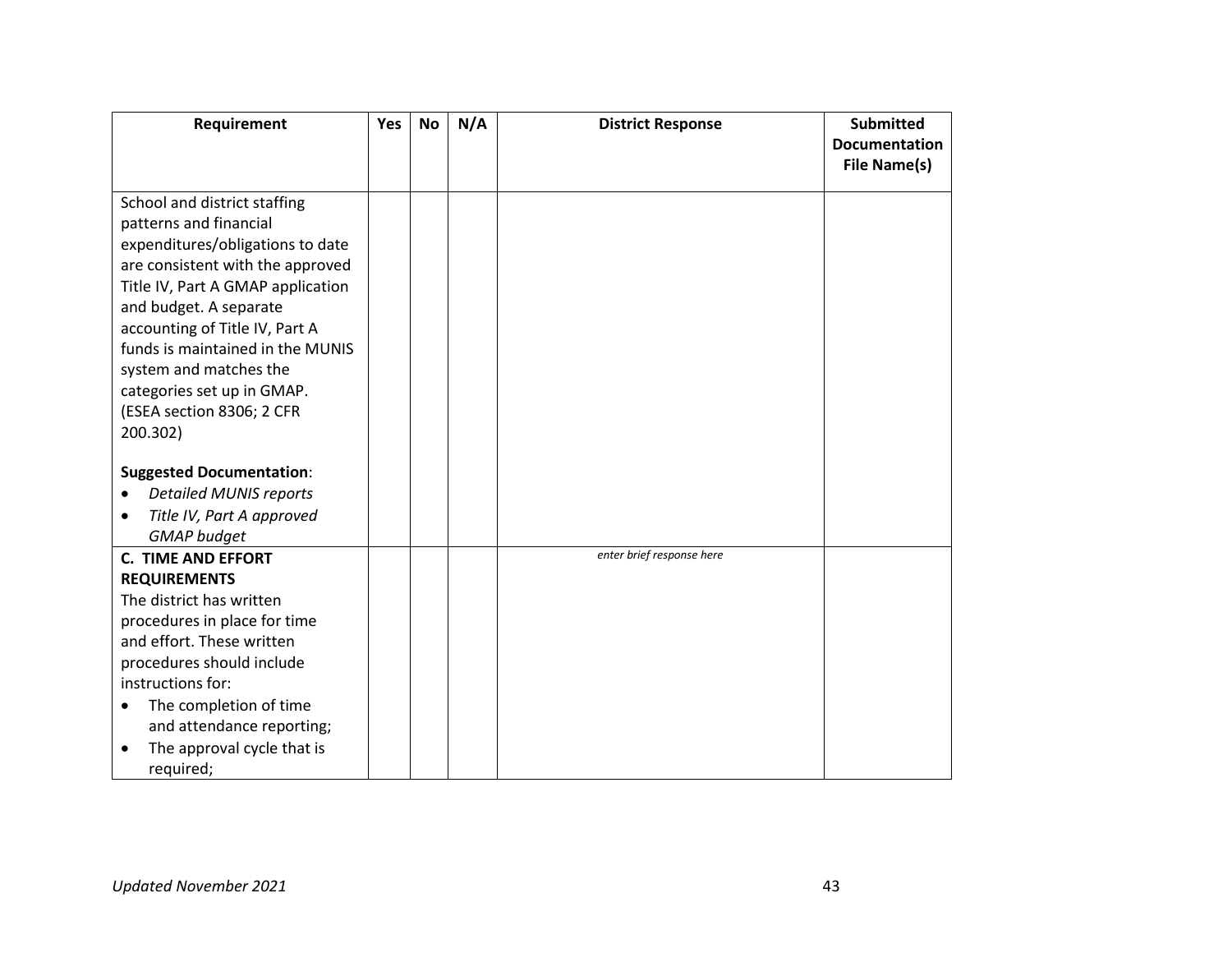| Requirement | Yes | No | N/A | District Response | Submitted Documentation File Name(s) |
|---|---|---|---|---|---|
| School and district staffing patterns and financial expenditures/obligations to date are consistent with the approved Title IV, Part A GMAP application and budget. A separate accounting of Title IV, Part A funds is maintained in the MUNIS system and matches the categories set up in GMAP. (ESEA section 8306; 2 CFR 200.302)<br><br>**Suggested Documentation**:<br>• *Detailed MUNIS reports*<br>• *Title IV, Part A approved GMAP budget* | | | | | |
| **C. TIME AND EFFORT REQUIREMENTS**<br>The district has written procedures in place for time and effort. These written procedures should include instructions for:<br>• The completion of time and attendance reporting;<br>• The approval cycle that is required; | | | | *enter brief response here* | |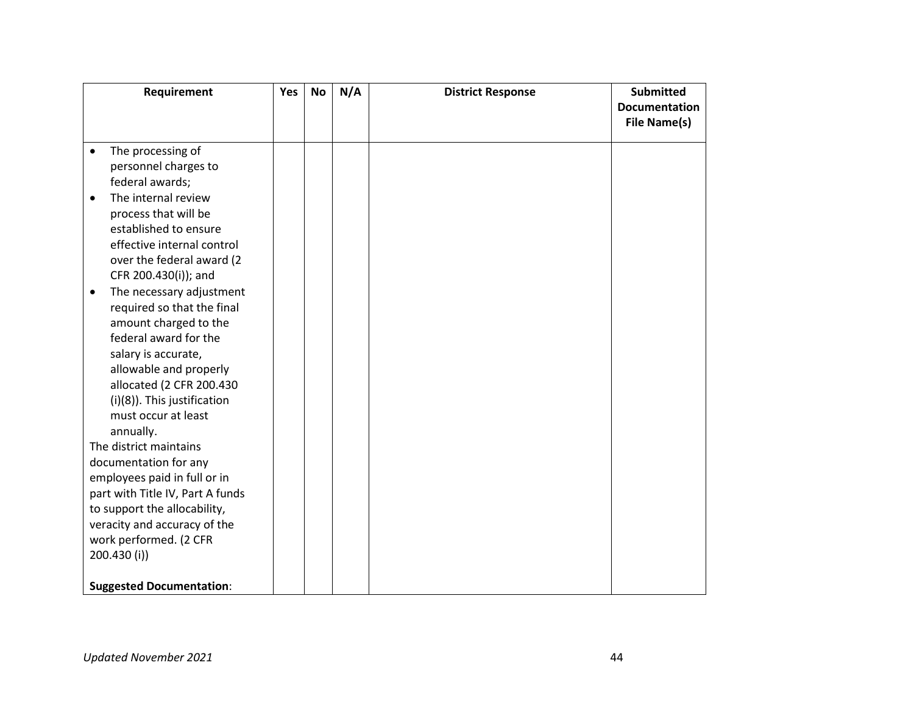| Requirement | Yes | No | N/A | District Response | Submitted Documentation File Name(s) |
|---|---|---|---|---|---|
| • The processing of personnel charges to federal awards;<br>• The internal review process that will be established to ensure effective internal control over the federal award (2 CFR 200.430(i)); and<br>• The necessary adjustment required so that the final amount charged to the federal award for the salary is accurate, allowable and properly allocated (2 CFR 200.430 (i)(8)). This justification must occur at least annually.<br>The district maintains documentation for any employees paid in full or in part with Title IV, Part A funds to support the allocability, veracity and accuracy of the work performed. (2 CFR 200.430 (i))<br><br>**Suggested Documentation**: | | | | | |

*Updated November 2021*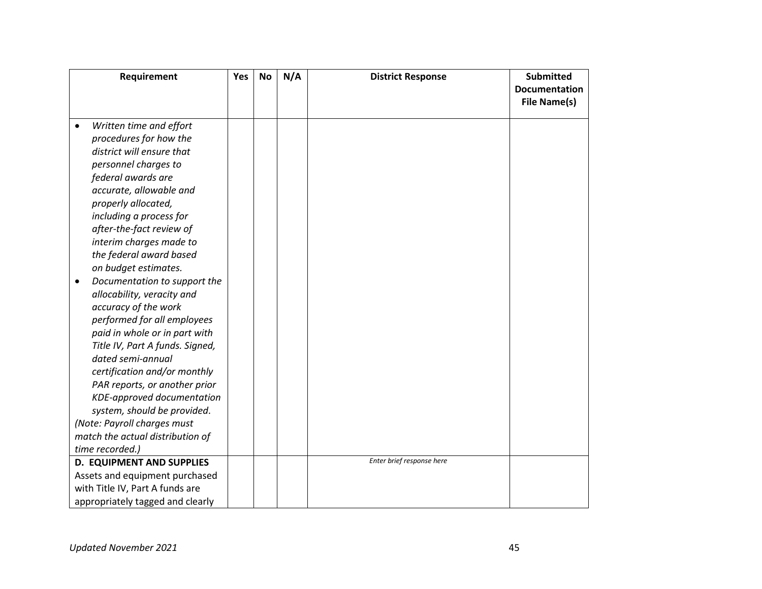| Requirement | Yes | No | N/A | District Response | Submitted Documentation File Name(s) |
|---|---|---|---|---|---|
| • *Written time and effort procedures for how the district will ensure that personnel charges to federal awards are accurate, allowable and properly allocated, including a process for after-the-fact review of interim charges made to the federal award based on budget estimates.* <br> • *Documentation to support the allocability, veracity and accuracy of the work performed for all employees paid in whole or in part with Title IV, Part A funds. Signed, dated semi-annual certification and/or monthly PAR reports, or another prior KDE-approved documentation system, should be provided.* <br> *(Note: Payroll charges must match the actual distribution of time recorded.)* | | | | | |
| **D. EQUIPMENT AND SUPPLIES** <br> Assets and equipment purchased with Title IV, Part A funds are appropriately tagged and clearly | | | | *Enter brief response here* | |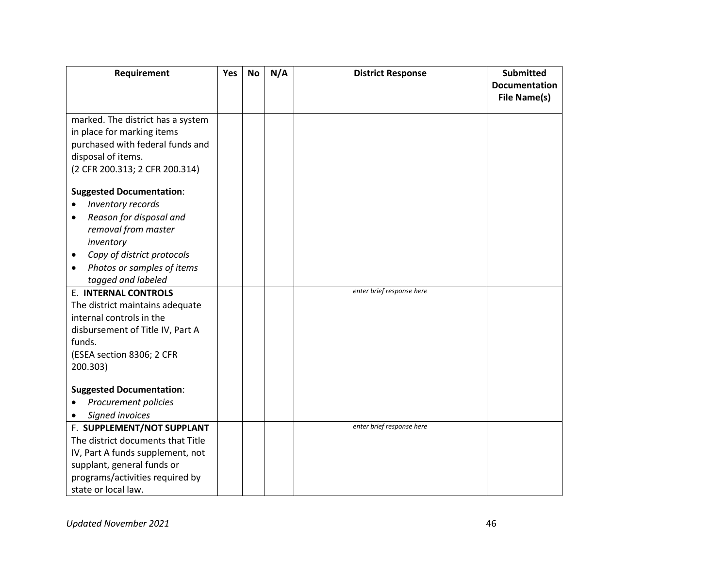| Requirement | Yes | No | N/A | District Response | Submitted Documentation File Name(s) |
|---|---|---|---|---|---|
| marked. The district has a system in place for marking items purchased with federal funds and disposal of items.<br>(2 CFR 200.313; 2 CFR 200.314)<br><br>**Suggested Documentation**:<br>• *Inventory records*<br>• *Reason for disposal and removal from master inventory*<br>• *Copy of district protocols*<br>• *Photos or samples of items tagged and labeled* | | | | | |
| E. **INTERNAL CONTROLS**<br>The district maintains adequate internal controls in the disbursement of Title IV, Part A funds.<br>(ESEA section 8306; 2 CFR 200.303)<br><br>**Suggested Documentation**:<br>• *Procurement policies*<br>• *Signed invoices* | | | | *enter brief response here* | |
| F. **SUPPLEMENT/NOT SUPPLANT**<br>The district documents that Title IV, Part A funds supplement, not supplant, general funds or programs/activities required by state or local law. | | | | *enter brief response here* | |

*Updated November 2021*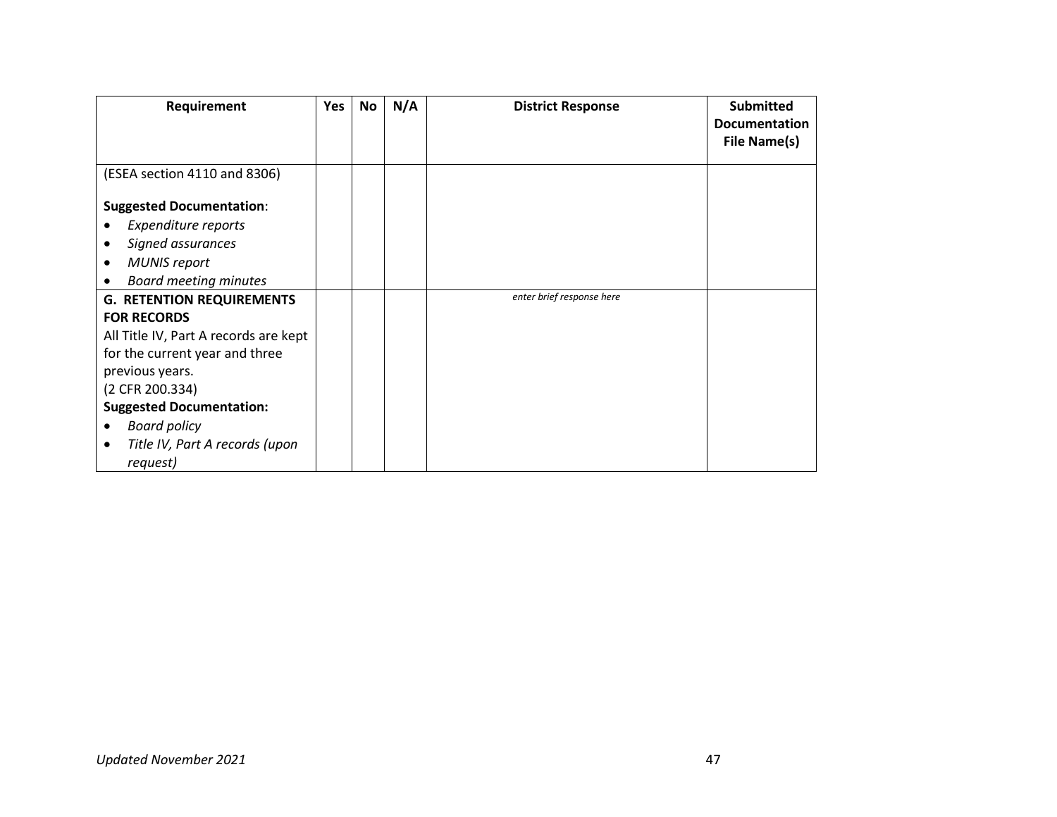| Requirement | Yes | No | N/A | District Response | Submitted Documentation File Name(s) |
|---|---|---|---|---|---|
| (ESEA section 4110 and 8306)<br><br>**Suggested Documentation**:<br>• *Expenditure reports*<br>• *Signed assurances*<br>• *MUNIS report*<br>• *Board meeting minutes* | | | | | |
| **G. RETENTION REQUIREMENTS FOR RECORDS**<br>All Title IV, Part A records are kept for the current year and three previous years.<br>(2 CFR 200.334)<br>**Suggested Documentation:**<br>• *Board policy*<br>• *Title IV, Part A records (upon request)* | | | | *enter brief response here* | |

*Updated November 2021*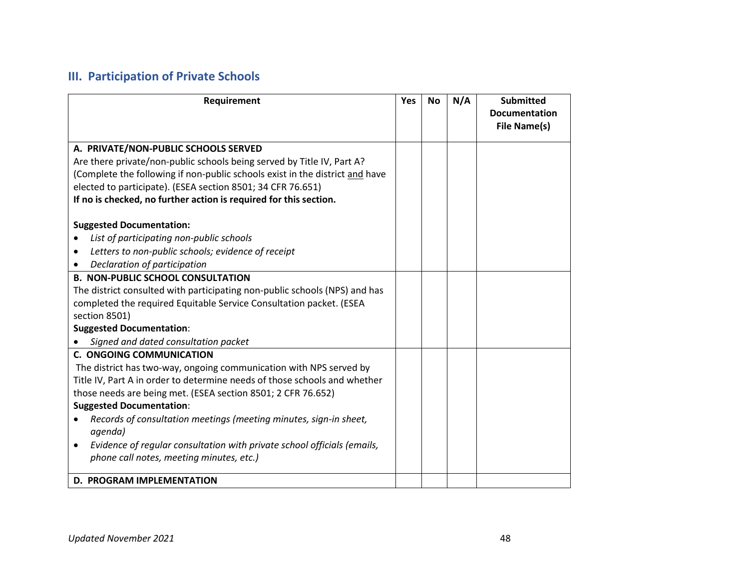## III. Participation of Private Schools

| Requirement | Yes | No | N/A | Submitted Documentation File Name(s) |
|---|---|---|---|---|
| **A. PRIVATE/NON-PUBLIC SCHOOLS SERVED**<br>Are there private/non-public schools being served by Title IV, Part A? (Complete the following if non-public schools exist in the district <u>and</u> have elected to participate). (ESEA section 8501; 34 CFR 76.651)<br>**If no is checked, no further action is required for this section.**<br><br>**Suggested Documentation:**<br>• *List of participating non-public schools*<br>• *Letters to non-public schools; evidence of receipt*<br>• *Declaration of participation* | | | | |
| **B. NON-PUBLIC SCHOOL CONSULTATION**<br>The district consulted with participating non-public schools (NPS) and has completed the required Equitable Service Consultation packet. (ESEA section 8501)<br>**Suggested Documentation**:<br>• *Signed and dated consultation packet* | | | | |
| **C. ONGOING COMMUNICATION**<br>The district has two-way, ongoing communication with NPS served by Title IV, Part A in order to determine needs of those schools and whether those needs are being met. (ESEA section 8501; 2 CFR 76.652)<br>**Suggested Documentation**:<br>• *Records of consultation meetings (meeting minutes, sign-in sheet, agenda)*<br>• *Evidence of regular consultation with private school officials (emails, phone call notes, meeting minutes, etc.)* | | | | |
| **D. PROGRAM IMPLEMENTATION** | | | | |

*Updated November 2021*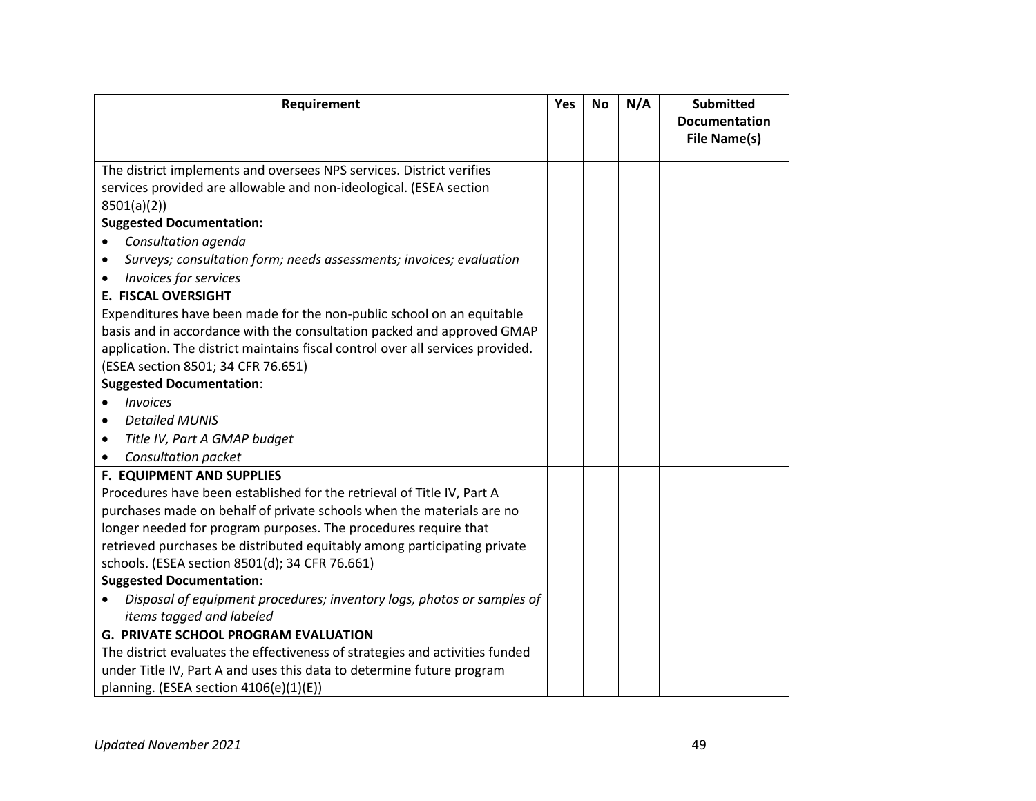| Requirement | Yes | No | N/A | Submitted Documentation File Name(s) |
|---|---|---|---|---|
| The district implements and oversees NPS services. District verifies services provided are allowable and non-ideological. (ESEA section 8501(a)(2))<br>**Suggested Documentation:**<br>• *Consultation agenda*<br>• *Surveys; consultation form; needs assessments; invoices; evaluation*<br>• *Invoices for services* | | | | |
| **E. FISCAL OVERSIGHT**<br>Expenditures have been made for the non-public school on an equitable basis and in accordance with the consultation packed and approved GMAP application. The district maintains fiscal control over all services provided. (ESEA section 8501; 34 CFR 76.651)<br>**Suggested Documentation**:<br>• *Invoices*<br>• *Detailed MUNIS*<br>• *Title IV, Part A GMAP budget*<br>• *Consultation packet* | | | | |
| **F. EQUIPMENT AND SUPPLIES**<br>Procedures have been established for the retrieval of Title IV, Part A purchases made on behalf of private schools when the materials are no longer needed for program purposes. The procedures require that retrieved purchases be distributed equitably among participating private schools. (ESEA section 8501(d); 34 CFR 76.661)<br>**Suggested Documentation**:<br>• *Disposal of equipment procedures; inventory logs, photos or samples of items tagged and labeled* | | | | |
| **G. PRIVATE SCHOOL PROGRAM EVALUATION**<br>The district evaluates the effectiveness of strategies and activities funded under Title IV, Part A and uses this data to determine future program planning. (ESEA section 4106(e)(1)(E)) | | | | |

*Updated November 2021*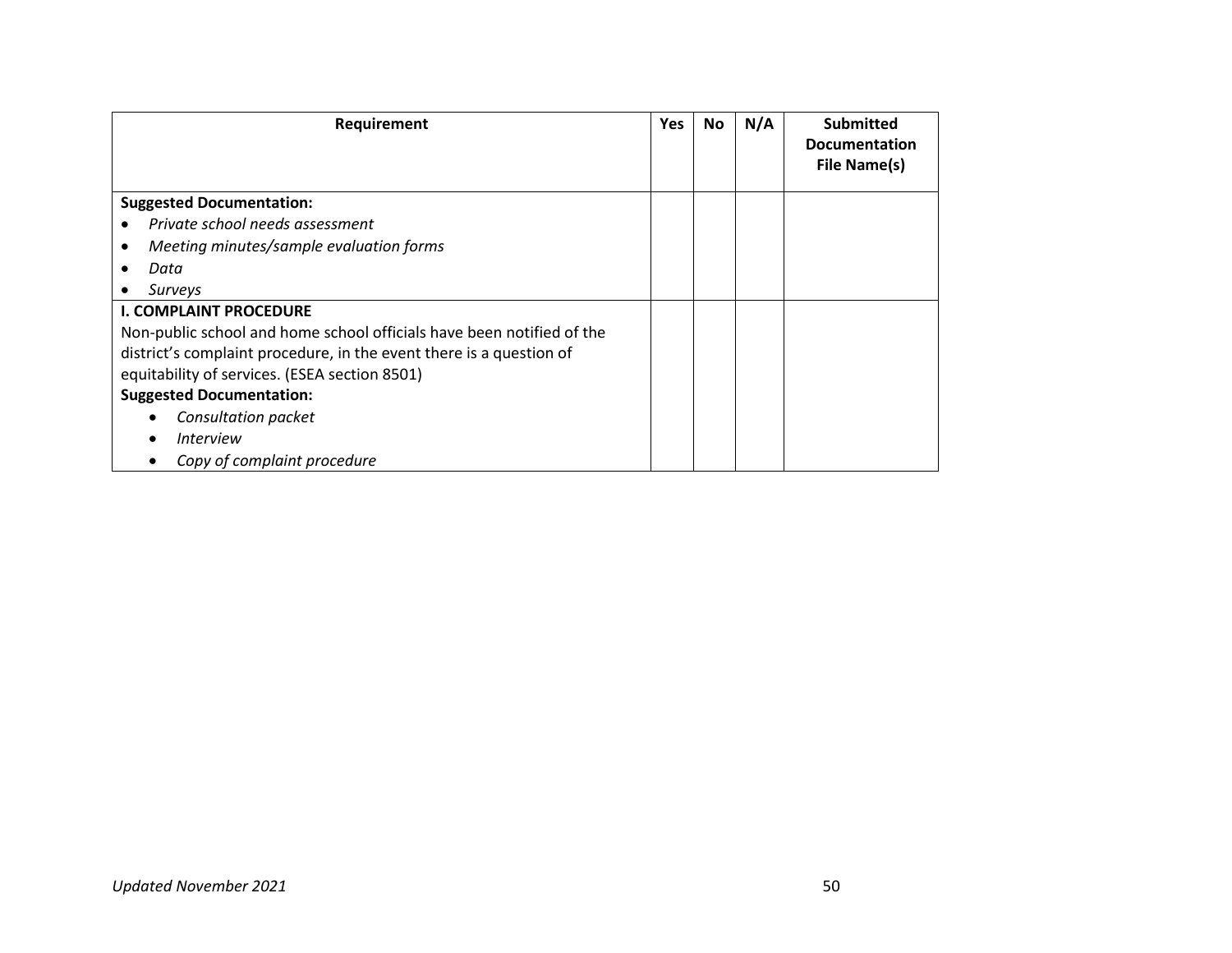| Requirement | Yes | No | N/A | Submitted Documentation File Name(s) |
|---|---|---|---|---|
| **Suggested Documentation:**<br>• *Private school needs assessment*<br>• *Meeting minutes/sample evaluation forms*<br>• *Data*<br>• *Surveys* | | | | |
| **I. COMPLAINT PROCEDURE**<br>Non-public school and home school officials have been notified of the district's complaint procedure, in the event there is a question of equitability of services. (ESEA section 8501)<br>**Suggested Documentation:**<br>• *Consultation packet*<br>• *Interview*<br>• *Copy of complaint procedure* | | | | |

*Updated November 2021*